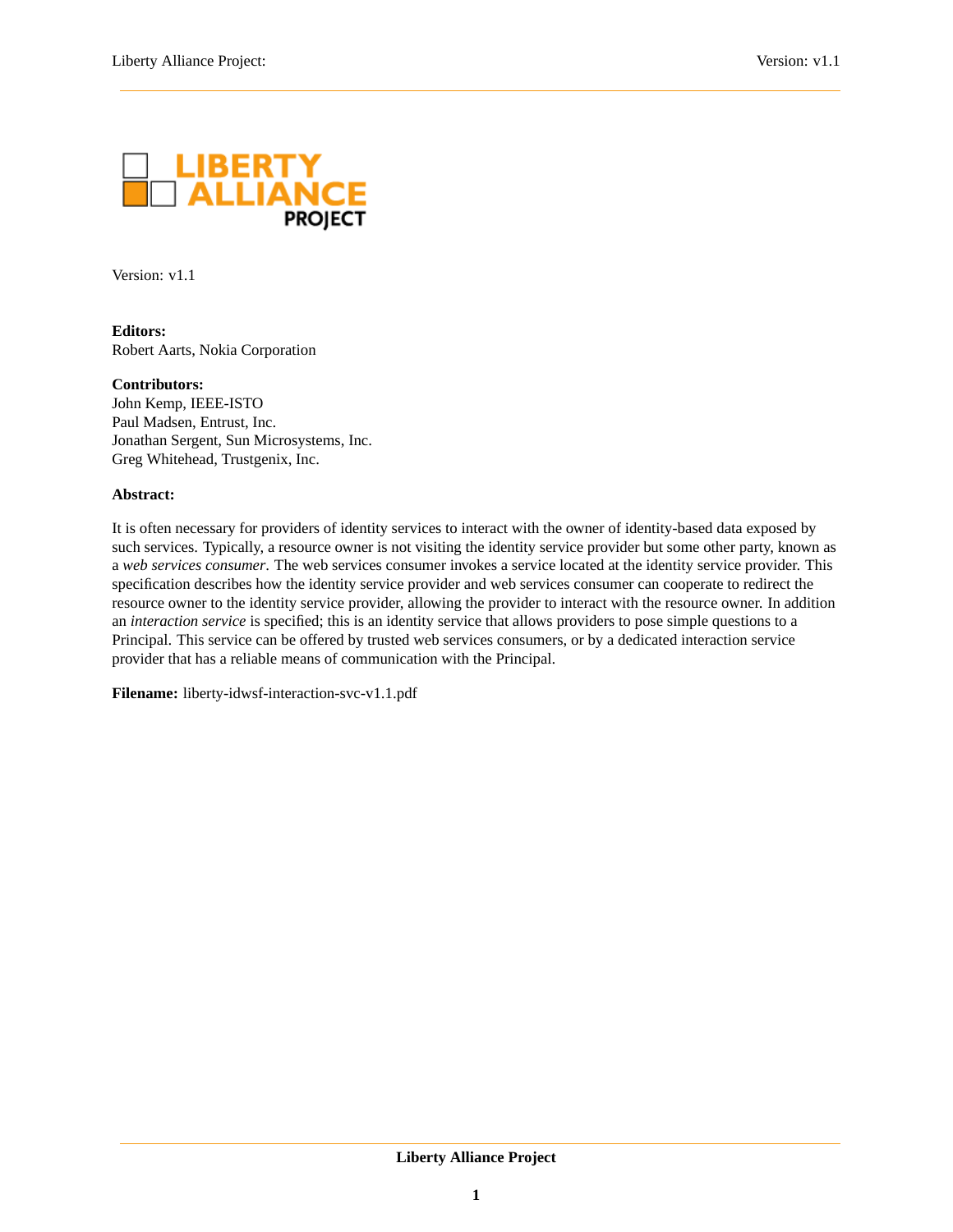Version: v1.1

**Editors:**
Robert Aarts, Nokia Corporation

**Contributors:**
John Kemp, IEEE-ISTO
Paul Madsen, Entrust, Inc.
Jonathan Sergent, Sun Microsystems, Inc.
Greg Whitehead, Trustgenix, Inc.

**Abstract:**

It is often necessary for providers of identity services to interact with the owner of identity-based data exposed by such services. Typically, a resource owner is not visiting the identity service provider but some other party, known as a *web services consumer*. The web services consumer invokes a service located at the identity service provider. This specification describes how the identity service provider and web services consumer can cooperate to redirect the resource owner to the identity service provider, allowing the provider to interact with the resource owner. In addition an *interaction service* is specified; this is an identity service that allows providers to pose simple questions to a Principal. This service can be offered by trusted web services consumers, or by a dedicated interaction service provider that has a reliable means of communication with the Principal.

**Filename:** liberty-idwsf-interaction-svc-v1.1.pdf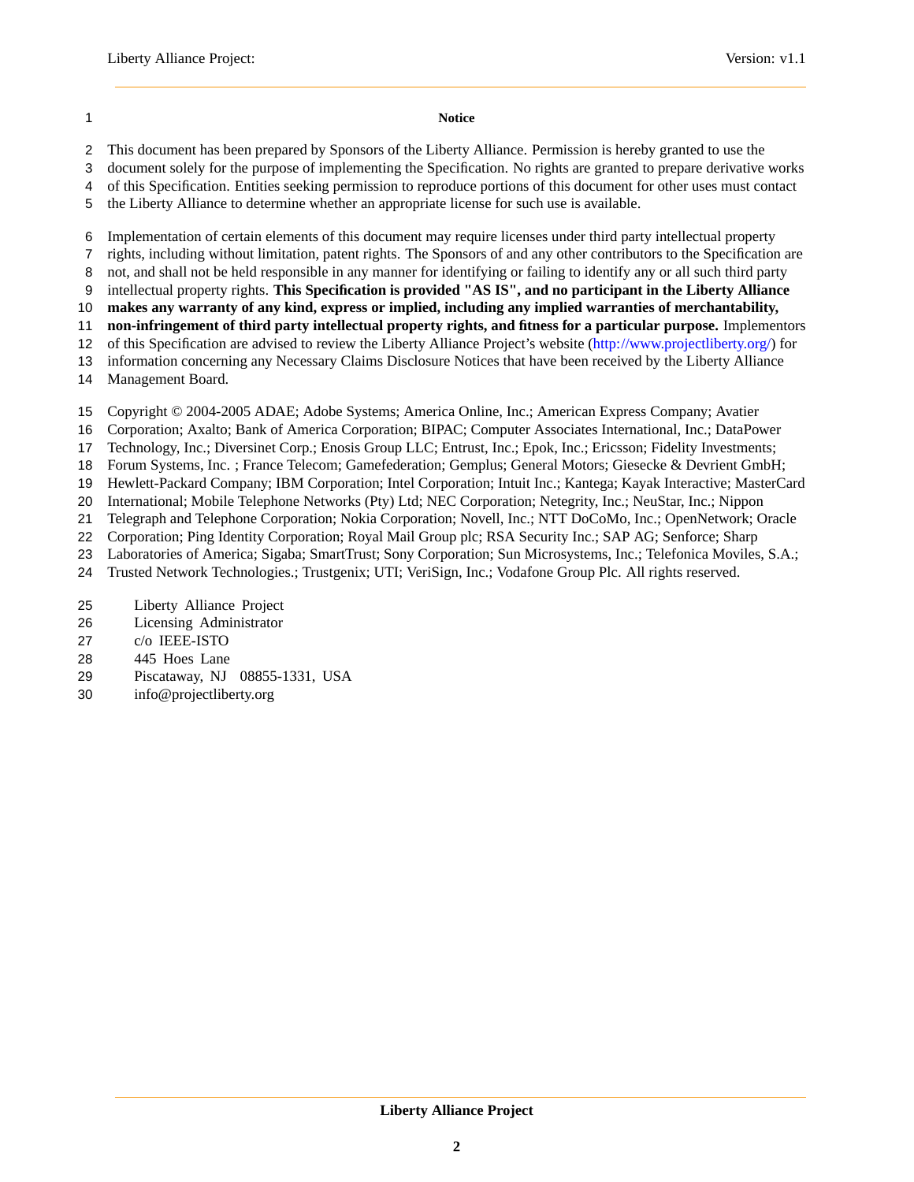**Notice**

This document has been prepared by Sponsors of the Liberty Alliance. Permission is hereby granted to use the document solely for the purpose of implementing the Specification. No rights are granted to prepare derivative works of this Specification. Entities seeking permission to reproduce portions of this document for other uses must contact the Liberty Alliance to determine whether an appropriate license for such use is available.

Implementation of certain elements of this document may require licenses under third party intellectual property rights, including without limitation, patent rights. The Sponsors of and any other contributors to the Specification are not, and shall not be held responsible in any manner for identifying or failing to identify any or all such third party intellectual property rights. **This Specification is provided "AS IS", and no participant in the Liberty Alliance makes any warranty of any kind, express or implied, including any implied warranties of merchantability, non-infringement of third party intellectual property rights, and fitness for a particular purpose.** Implementors of this Specification are advised to review the Liberty Alliance Project's website (http://www.projectliberty.org/) for information concerning any Necessary Claims Disclosure Notices that have been received by the Liberty Alliance Management Board.

Copyright © 2004-2005 ADAE; Adobe Systems; America Online, Inc.; American Express Company; Avatier Corporation; Axalto; Bank of America Corporation; BIPAC; Computer Associates International, Inc.; DataPower Technology, Inc.; Diversinet Corp.; Enosis Group LLC; Entrust, Inc.; Epok, Inc.; Ericsson; Fidelity Investments; Forum Systems, Inc. ; France Telecom; Gamefederation; Gemplus; General Motors; Giesecke & Devrient GmbH; Hewlett-Packard Company; IBM Corporation; Intel Corporation; Intuit Inc.; Kantega; Kayak Interactive; MasterCard International; Mobile Telephone Networks (Pty) Ltd; NEC Corporation; Netegrity, Inc.; NeuStar, Inc.; Nippon Telegraph and Telephone Corporation; Nokia Corporation; Novell, Inc.; NTT DoCoMo, Inc.; OpenNetwork; Oracle Corporation; Ping Identity Corporation; Royal Mail Group plc; RSA Security Inc.; SAP AG; Senforce; Sharp Laboratories of America; Sigaba; SmartTrust; Sony Corporation; Sun Microsystems, Inc.; Telefonica Moviles, S.A.; Trusted Network Technologies.; Trustgenix; UTI; VeriSign, Inc.; Vodafone Group Plc. All rights reserved.

Liberty Alliance Project
Licensing Administrator
c/o IEEE-ISTO
445 Hoes Lane
Piscataway, NJ 08855-1331, USA
info@projectliberty.org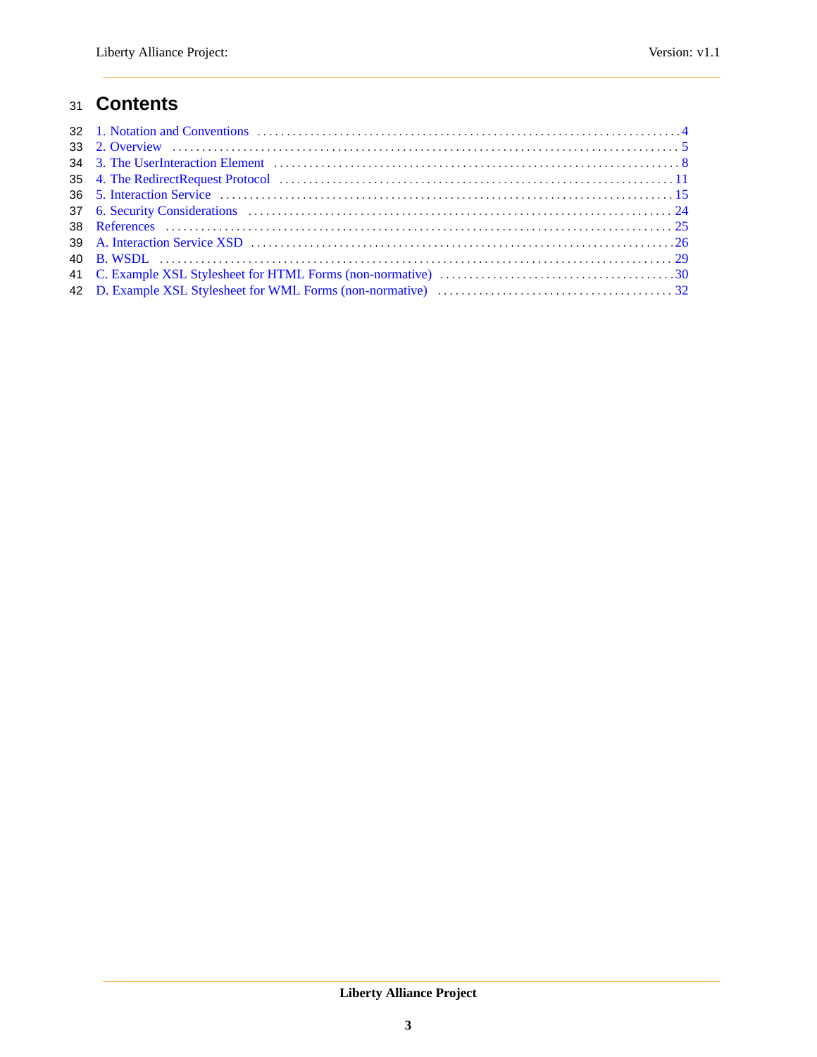# Contents

1. Notation and Conventions ... 4
2. Overview ... 5
3. The UserInteraction Element ... 8
4. The RedirectRequest Protocol ... 11
5. Interaction Service ... 15
6. Security Considerations ... 24

References ... 25

A. Interaction Service XSD ... 26

B. WSDL ... 29

C. Example XSL Stylesheet for HTML Forms (non-normative) ... 30

D. Example XSL Stylesheet for WML Forms (non-normative) ... 32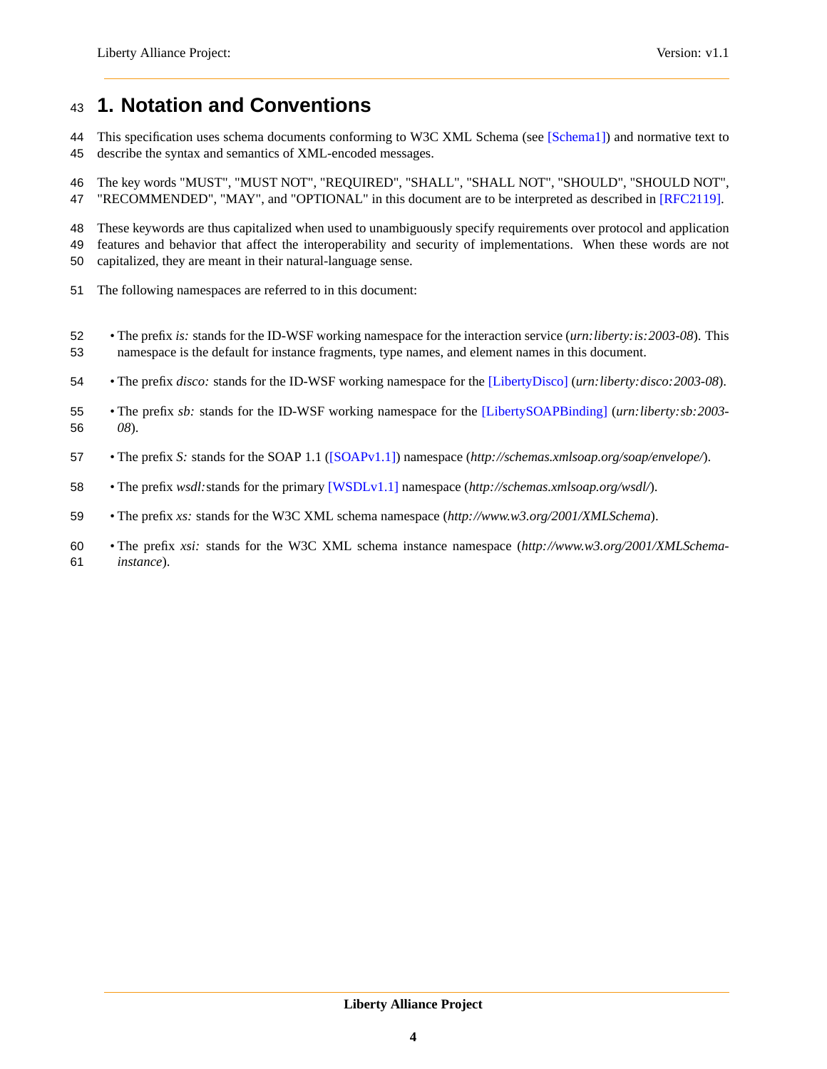# 1. Notation and Conventions

This specification uses schema documents conforming to W3C XML Schema (see [Schema1]) and normative text to describe the syntax and semantics of XML-encoded messages.

The key words "MUST", "MUST NOT", "REQUIRED", "SHALL", "SHALL NOT", "SHOULD", "SHOULD NOT", "RECOMMENDED", "MAY", and "OPTIONAL" in this document are to be interpreted as described in [RFC2119].

These keywords are thus capitalized when used to unambiguously specify requirements over protocol and application features and behavior that affect the interoperability and security of implementations. When these words are not capitalized, they are meant in their natural-language sense.

The following namespaces are referred to in this document:

- The prefix *is:* stands for the ID-WSF working namespace for the interaction service (*urn:liberty:is:2003-08*). This namespace is the default for instance fragments, type names, and element names in this document.
- The prefix *disco:* stands for the ID-WSF working namespace for the [LibertyDisco] (*urn:liberty:disco:2003-08*).
- The prefix *sb:* stands for the ID-WSF working namespace for the [LibertySOAPBinding] (*urn:liberty:sb:2003-08*).
- The prefix *S:* stands for the SOAP 1.1 ([SOAPv1.1]) namespace (*http://schemas.xmlsoap.org/soap/envelope/*).
- The prefix *wsdl:* stands for the primary [WSDLv1.1] namespace (*http://schemas.xmlsoap.org/wsdl/*).
- The prefix *xs:* stands for the W3C XML schema namespace (*http://www.w3.org/2001/XMLSchema*).
- The prefix *xsi:* stands for the W3C XML schema instance namespace (*http://www.w3.org/2001/XMLSchema-instance*).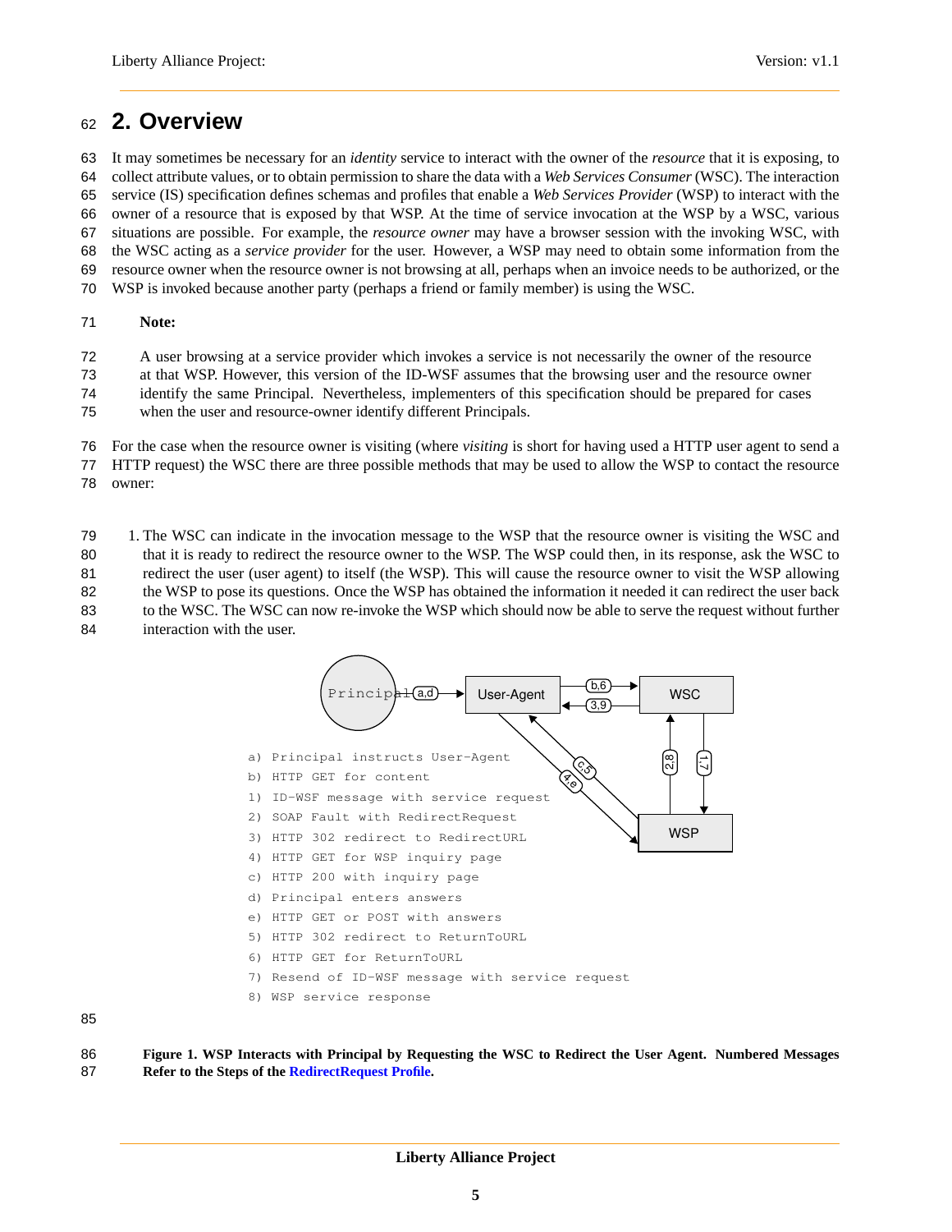## 2. Overview

It may sometimes be necessary for an *identity* service to interact with the owner of the *resource* that it is exposing, to collect attribute values, or to obtain permission to share the data with a *Web Services Consumer* (WSC). The interaction service (IS) specification defines schemas and profiles that enable a *Web Services Provider* (WSP) to interact with the owner of a resource that is exposed by that WSP. At the time of service invocation at the WSP by a WSC, various situations are possible. For example, the *resource owner* may have a browser session with the invoking WSC, with the WSC acting as a *service provider* for the user. However, a WSP may need to obtain some information from the resource owner when the resource owner is not browsing at all, perhaps when an invoice needs to be authorized, or the WSP is invoked because another party (perhaps a friend or family member) is using the WSC.

> **Note:**
>
> A user browsing at a service provider which invokes a service is not necessarily the owner of the resource at that WSP. However, this version of the ID-WSF assumes that the browsing user and the resource owner identify the same Principal. Nevertheless, implementers of this specification should be prepared for cases when the user and resource-owner identify different Principals.

For the case when the resource owner is visiting (where *visiting* is short for having used a HTTP user agent to send a HTTP request) the WSC there are three possible methods that may be used to allow the WSP to contact the resource owner:

1. The WSC can indicate in the invocation message to the WSP that the resource owner is visiting the WSC and that it is ready to redirect the resource owner to the WSP. The WSP could then, in its response, ask the WSC to redirect the user (user agent) to itself (the WSP). This will cause the resource owner to visit the WSP allowing the WSP to pose its questions. Once the WSP has obtained the information it needed it can redirect the user back to the WSC. The WSC can now re-invoke the WSP which should now be able to serve the request without further interaction with the user.

```
a) Principal instructs User-Agent
b) HTTP GET for content
1) ID-WSF message with service request
2) SOAP Fault with RedirectRequest
3) HTTP 302 redirect to RedirectURL
4) HTTP GET for WSP inquiry page
c) HTTP 200 with inquiry page
d) Principal enters answers
e) HTTP GET or POST with answers
5) HTTP 302 redirect to ReturnToURL
6) HTTP GET for ReturnToURL
7) Resend of ID-WSF message with service request
8) WSP service response
```

**Figure 1. WSP Interacts with Principal by Requesting the WSC to Redirect the User Agent. Numbered Messages Refer to the Steps of the RedirectRequest Profile.**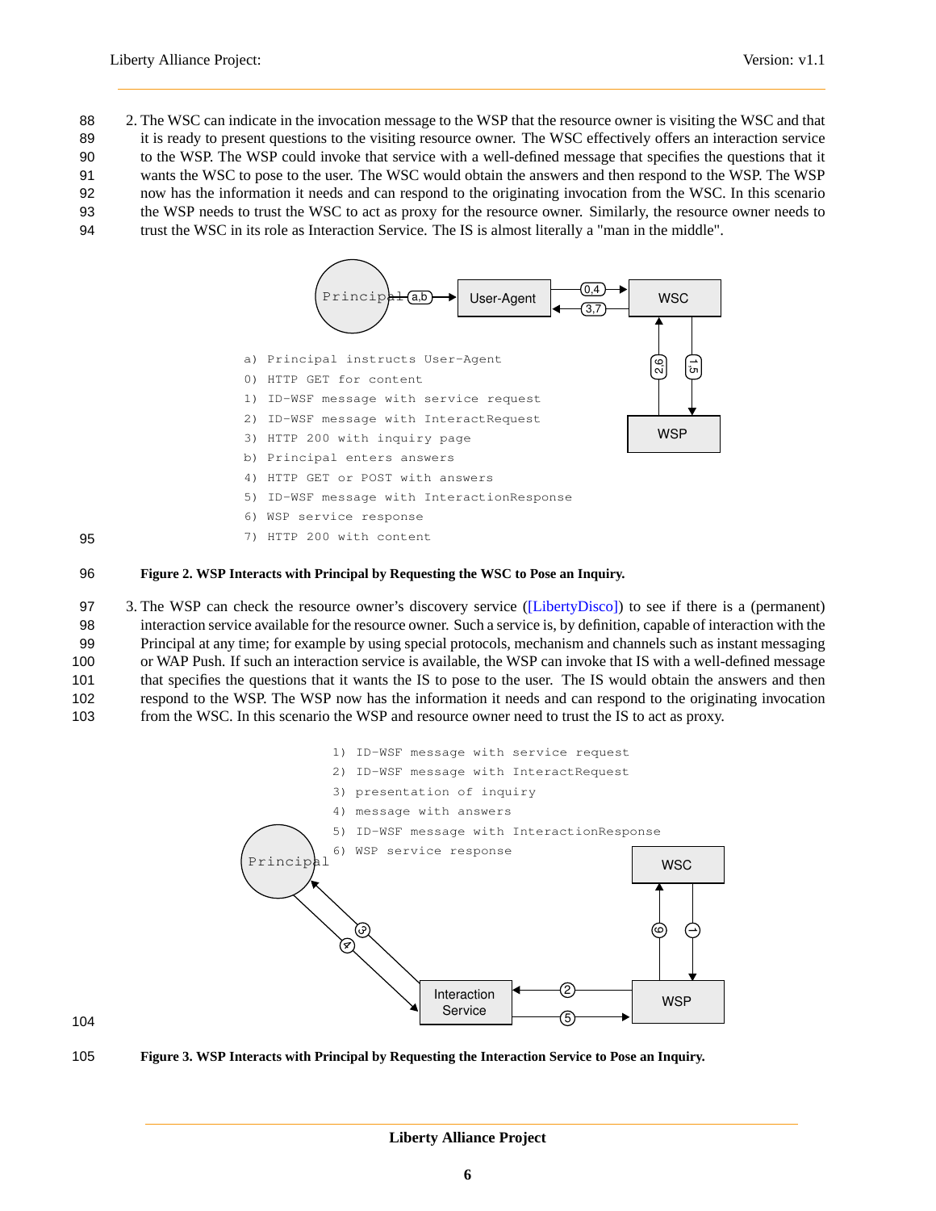2. The WSC can indicate in the invocation message to the WSP that the resource owner is visiting the WSC and that it is ready to present questions to the visiting resource owner. The WSC effectively offers an interaction service to the WSP. The WSP could invoke that service with a well-defined message that specifies the questions that it wants the WSC to pose to the user. The WSC would obtain the answers and then respond to the WSP. The WSP now has the information it needs and can respond to the originating invocation from the WSC. In this scenario the WSP needs to trust the WSC to act as proxy for the resource owner. Similarly, the resource owner needs to trust the WSC in its role as Interaction Service. The IS is almost literally a "man in the middle".

```
a) Principal instructs User-Agent
0) HTTP GET for content
1) ID-WSF message with service request
2) ID-WSF message with InteractRequest
3) HTTP 200 with inquiry page
b) Principal enters answers
4) HTTP GET or POST with answers
5) ID-WSF message with InteractionResponse
6) WSP service response
7) HTTP 200 with content
```

**Figure 2. WSP Interacts with Principal by Requesting the WSC to Pose an Inquiry.**

3. The WSP can check the resource owner's discovery service ([LibertyDisco]) to see if there is a (permanent) interaction service available for the resource owner. Such a service is, by definition, capable of interaction with the Principal at any time; for example by using special protocols, mechanism and channels such as instant messaging or WAP Push. If such an interaction service is available, the WSP can invoke that IS with a well-defined message that specifies the questions that it wants the IS to pose to the user. The IS would obtain the answers and then respond to the WSP. The WSP now has the information it needs and can respond to the originating invocation from the WSC. In this scenario the WSP and resource owner need to trust the IS to act as proxy.

```
1) ID-WSF message with service request
2) ID-WSF message with InteractRequest
3) presentation of inquiry
4) message with answers
5) ID-WSF message with InteractionResponse
6) WSP service response
```

**Figure 3. WSP Interacts with Principal by Requesting the Interaction Service to Pose an Inquiry.**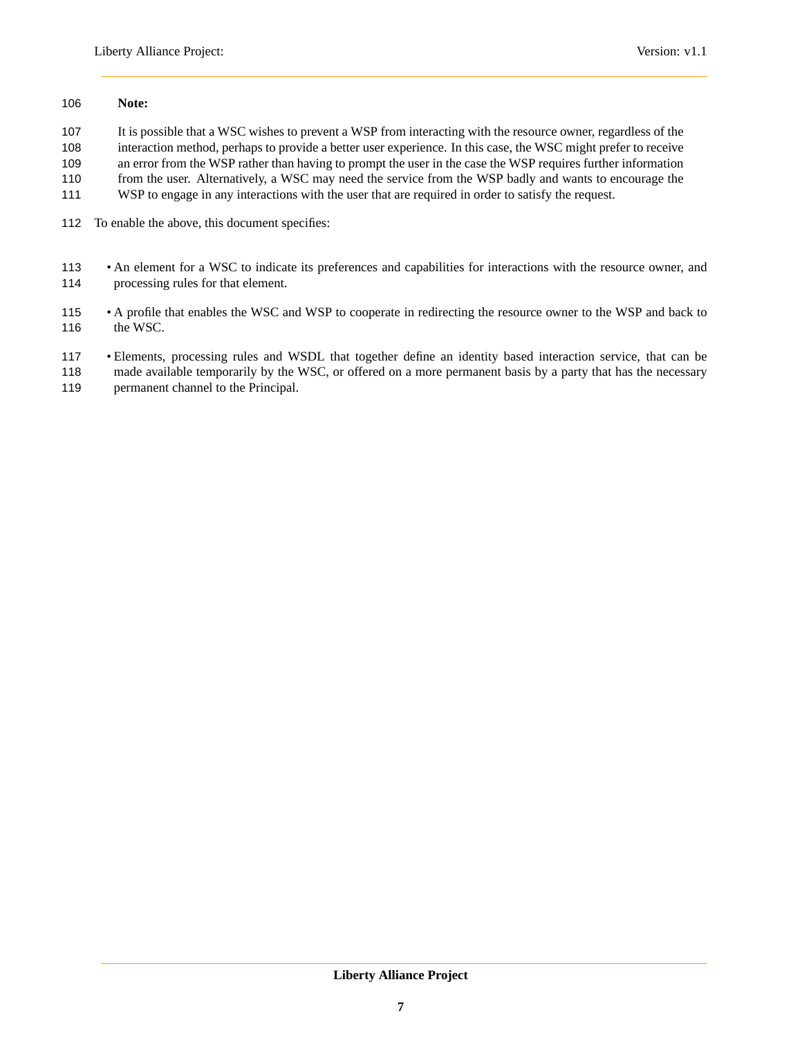**Note:**

It is possible that a WSC wishes to prevent a WSP from interacting with the resource owner, regardless of the interaction method, perhaps to provide a better user experience. In this case, the WSC might prefer to receive an error from the WSP rather than having to prompt the user in the case the WSP requires further information from the user. Alternatively, a WSC may need the service from the WSP badly and wants to encourage the WSP to engage in any interactions with the user that are required in order to satisfy the request.

To enable the above, this document specifies:

- An element for a WSC to indicate its preferences and capabilities for interactions with the resource owner, and processing rules for that element.
- A profile that enables the WSC and WSP to cooperate in redirecting the resource owner to the WSP and back to the WSC.
- Elements, processing rules and WSDL that together define an identity based interaction service, that can be made available temporarily by the WSC, or offered on a more permanent basis by a party that has the necessary permanent channel to the Principal.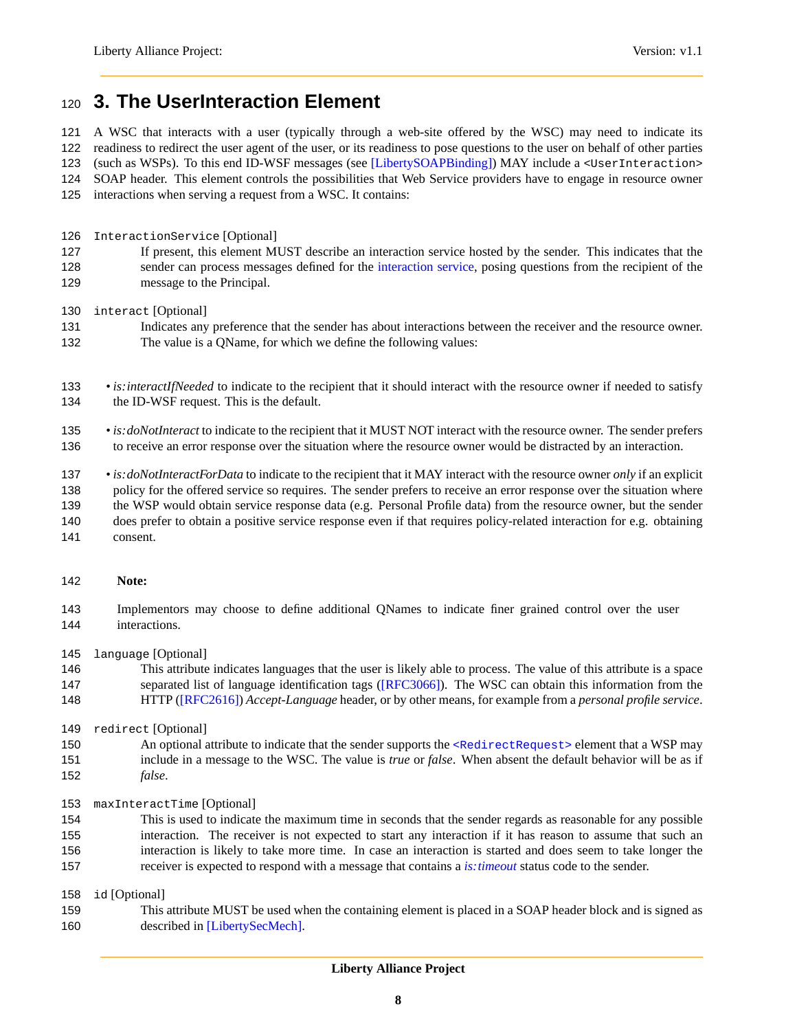# 3. The UserInteraction Element

A WSC that interacts with a user (typically through a web-site offered by the WSC) may need to indicate its readiness to redirect the user agent of the user, or its readiness to pose questions to the user on behalf of other parties (such as WSPs). To this end ID-WSF messages (see [LibertySOAPBinding]) MAY include a `<UserInteraction>` SOAP header. This element controls the possibilities that Web Service providers have to engage in resource owner interactions when serving a request from a WSC. It contains:

`InteractionService` [Optional]
: If present, this element MUST describe an interaction service hosted by the sender. This indicates that the sender can process messages defined for the interaction service, posing questions from the recipient of the message to the Principal.

`interact` [Optional]
: Indicates any preference that the sender has about interactions between the receiver and the resource owner. The value is a QName, for which we define the following values:

- *is:interactIfNeeded* to indicate to the recipient that it should interact with the resource owner if needed to satisfy the ID-WSF request. This is the default.
- *is:doNotInteract* to indicate to the recipient that it MUST NOT interact with the resource owner. The sender prefers to receive an error response over the situation where the resource owner would be distracted by an interaction.
- *is:doNotInteractForData* to indicate to the recipient that it MAY interact with the resource owner *only* if an explicit policy for the offered service so requires. The sender prefers to receive an error response over the situation where the WSP would obtain service response data (e.g. Personal Profile data) from the resource owner, but the sender does prefer to obtain a positive service response even if that requires policy-related interaction for e.g. obtaining consent.

**Note:**

Implementors may choose to define additional QNames to indicate finer grained control over the user interactions.

`language` [Optional]
: This attribute indicates languages that the user is likely able to process. The value of this attribute is a space separated list of language identification tags ([RFC3066]). The WSC can obtain this information from the HTTP ([RFC2616]) *Accept-Language* header, or by other means, for example from a *personal profile service*.

`redirect` [Optional]
: An optional attribute to indicate that the sender supports the `<RedirectRequest>` element that a WSP may include in a message to the WSC. The value is *true* or *false*. When absent the default behavior will be as if *false*.

`maxInteractTime` [Optional]
: This is used to indicate the maximum time in seconds that the sender regards as reasonable for any possible interaction. The receiver is not expected to start any interaction if it has reason to assume that such an interaction is likely to take more time. In case an interaction is started and does seem to take longer the receiver is expected to respond with a message that contains a *is:timeout* status code to the sender.

`id` [Optional]
: This attribute MUST be used when the containing element is placed in a SOAP header block and is signed as described in [LibertySecMech].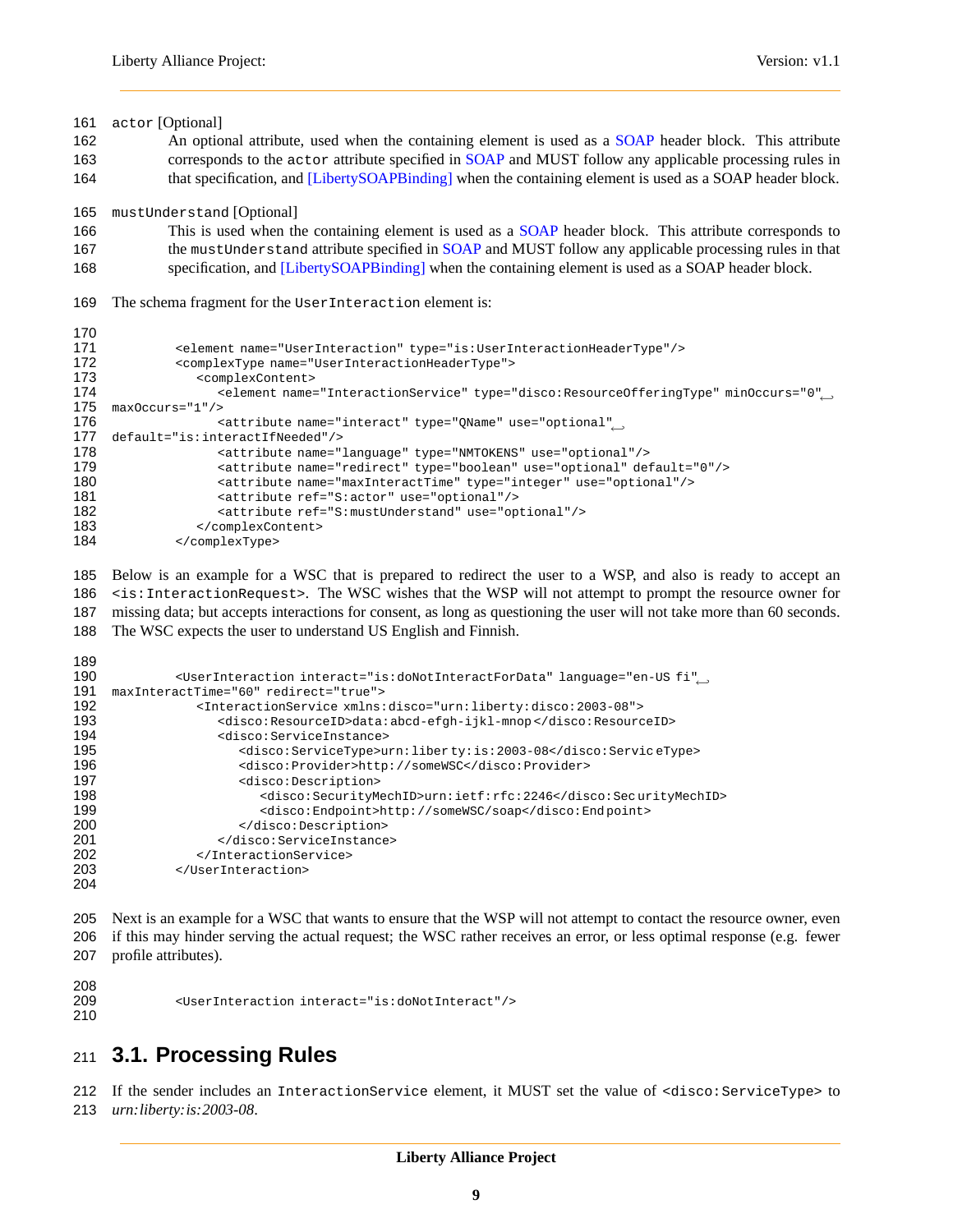`actor` [Optional]
: An optional attribute, used when the containing element is used as a SOAP header block. This attribute corresponds to the `actor` attribute specified in SOAP and MUST follow any applicable processing rules in that specification, and [LibertySOAPBinding] when the containing element is used as a SOAP header block.

`mustUnderstand` [Optional]
: This is used when the containing element is used as a SOAP header block. This attribute corresponds to the `mustUnderstand` attribute specified in SOAP and MUST follow any applicable processing rules in that specification, and [LibertySOAPBinding] when the containing element is used as a SOAP header block.

The schema fragment for the `UserInteraction` element is:

```
<element name="UserInteraction" type="is:UserInteractionHeaderType"/>
<complexType name="UserInteractionHeaderType">
   <complexContent>
      <element name="InteractionService" type="disco:ResourceOfferingType" minOccurs="0"
maxOccurs="1"/>
      <attribute name="interact" type="QName" use="optional"
default="is:interactIfNeeded"/>
      <attribute name="language" type="NMTOKENS" use="optional"/>
      <attribute name="redirect" type="boolean" use="optional" default="0"/>
      <attribute name="maxInteractTime" type="integer" use="optional"/>
      <attribute ref="S:actor" use="optional"/>
      <attribute ref="S:mustUnderstand" use="optional"/>
   </complexContent>
</complexType>
```

Below is an example for a WSC that is prepared to redirect the user to a WSP, and also is ready to accept an `<is:InteractionRequest>`. The WSC wishes that the WSP will not attempt to prompt the resource owner for missing data; but accepts interactions for consent, as long as questioning the user will not take more than 60 seconds. The WSC expects the user to understand US English and Finnish.

```
<UserInteraction interact="is:doNotInteractForData" language="en-US fi"
maxInteractTime="60" redirect="true">
   <InteractionService xmlns:disco="urn:liberty:disco:2003-08">
      <disco:ResourceID>data:abcd-efgh-ijkl-mnop</disco:ResourceID>
      <disco:ServiceInstance>
         <disco:ServiceType>urn:liberty:is:2003-08</disco:ServiceType>
         <disco:Provider>http://someWSC</disco:Provider>
         <disco:Description>
            <disco:SecurityMechID>urn:ietf:rfc:2246</disco:SecurityMechID>
            <disco:Endpoint>http://someWSC/soap</disco:Endpoint>
         </disco:Description>
      </disco:ServiceInstance>
   </InteractionService>
</UserInteraction>
```

Next is an example for a WSC that wants to ensure that the WSP will not attempt to contact the resource owner, even if this may hinder serving the actual request; the WSC rather receives an error, or less optimal response (e.g. fewer profile attributes).

```
<UserInteraction interact="is:doNotInteract"/>
```

## 3.1. Processing Rules

If the sender includes an `InteractionService` element, it MUST set the value of `<disco:ServiceType>` to *urn:liberty:is:2003-08*.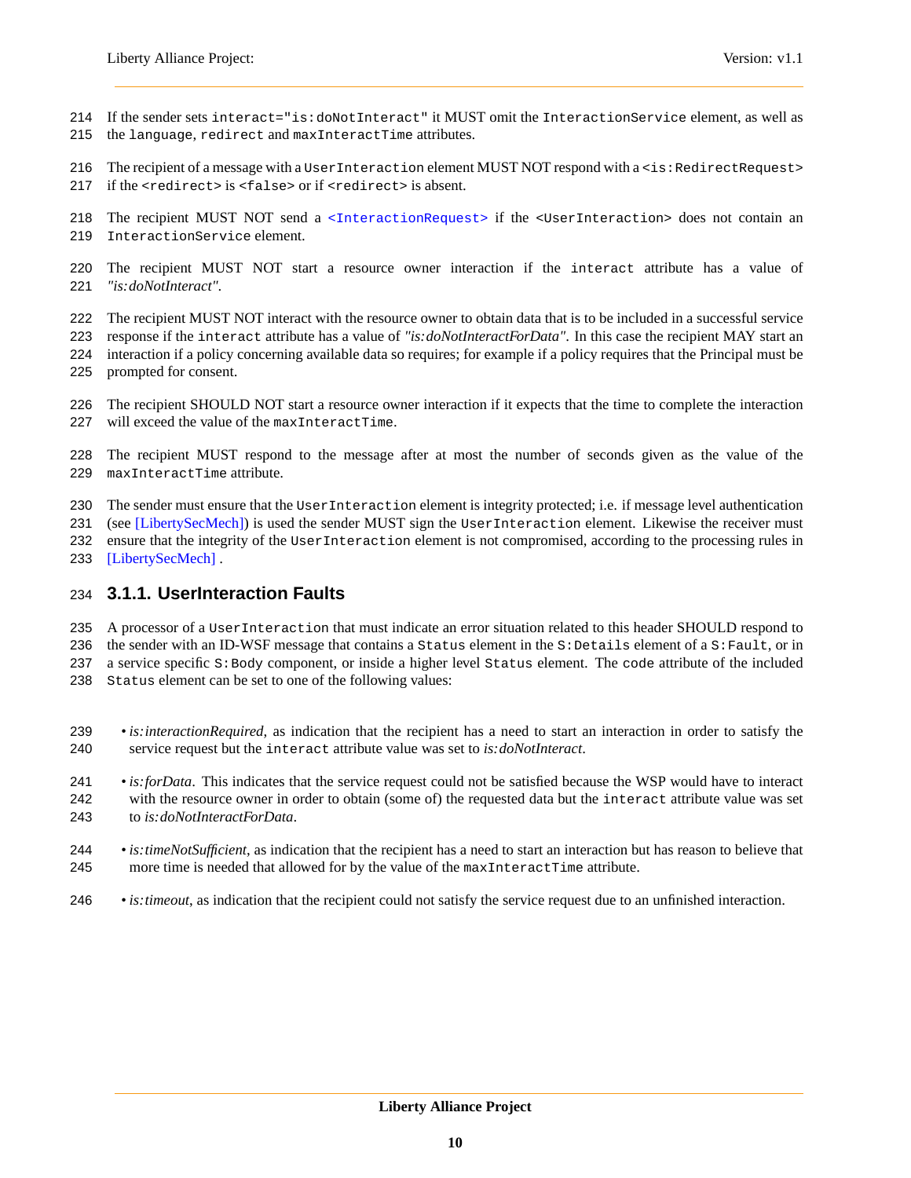If the sender sets `interact="is:doNotInteract"` it MUST omit the `InteractionService` element, as well as the `language`, `redirect` and `maxInteractTime` attributes.

The recipient of a message with a `UserInteraction` element MUST NOT respond with a `<is:RedirectRequest>` if the `<redirect>` is `<false>` or if `<redirect>` is absent.

The recipient MUST NOT send a `<InteractionRequest>` if the `<UserInteraction>` does not contain an `InteractionService` element.

The recipient MUST NOT start a resource owner interaction if the `interact` attribute has a value of *"is:doNotInteract"*.

The recipient MUST NOT interact with the resource owner to obtain data that is to be included in a successful service response if the `interact` attribute has a value of *"is:doNotInteractForData"*. In this case the recipient MAY start an interaction if a policy concerning available data so requires; for example if a policy requires that the Principal must be prompted for consent.

The recipient SHOULD NOT start a resource owner interaction if it expects that the time to complete the interaction will exceed the value of the `maxInteractTime`.

The recipient MUST respond to the message after at most the number of seconds given as the value of the `maxInteractTime` attribute.

The sender must ensure that the `UserInteraction` element is integrity protected; i.e. if message level authentication (see [LibertySecMech]) is used the sender MUST sign the `UserInteraction` element. Likewise the receiver must ensure that the integrity of the `UserInteraction` element is not compromised, according to the processing rules in [LibertySecMech] .

### 3.1.1. UserInteraction Faults

A processor of a `UserInteraction` that must indicate an error situation related to this header SHOULD respond to the sender with an ID-WSF message that contains a `Status` element in the `S:Details` element of a `S:Fault`, or in a service specific `S:Body` component, or inside a higher level `Status` element. The `code` attribute of the included `Status` element can be set to one of the following values:

- *is:interactionRequired*, as indication that the recipient has a need to start an interaction in order to satisfy the service request but the `interact` attribute value was set to *is:doNotInteract*.
- *is:forData*. This indicates that the service request could not be satisfied because the WSP would have to interact with the resource owner in order to obtain (some of) the requested data but the `interact` attribute value was set to *is:doNotInteractForData*.
- *is:timeNotSufficient*, as indication that the recipient has a need to start an interaction but has reason to believe that more time is needed that allowed for by the value of the `maxInteractTime` attribute.
- *is:timeout*, as indication that the recipient could not satisfy the service request due to an unfinished interaction.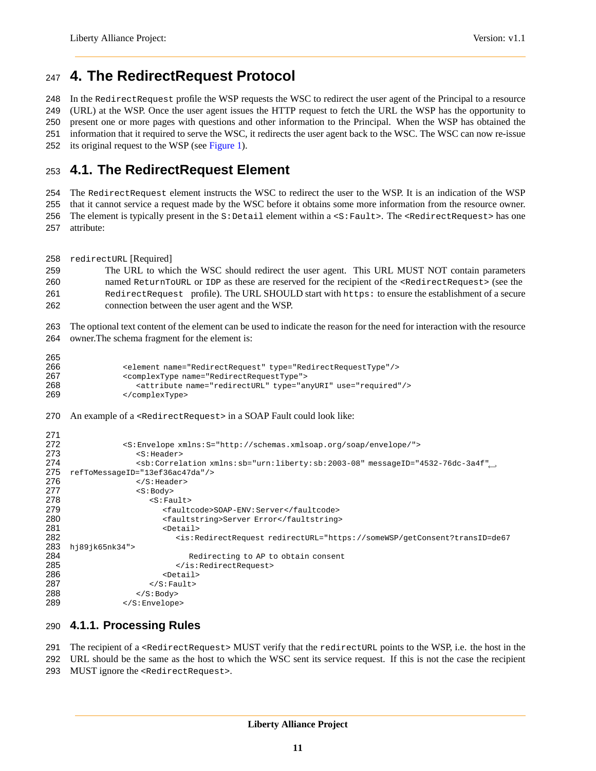# 4. The RedirectRequest Protocol

In the `RedirectRequest` profile the WSP requests the WSC to redirect the user agent of the Principal to a resource (URL) at the WSP. Once the user agent issues the HTTP request to fetch the URL the WSP has the opportunity to present one or more pages with questions and other information to the Principal. When the WSP has obtained the information that it required to serve the WSC, it redirects the user agent back to the WSC. The WSC can now re-issue its original request to the WSP (see Figure 1).

## 4.1. The RedirectRequest Element

The `RedirectRequest` element instructs the WSC to redirect the user to the WSP. It is an indication of the WSP that it cannot service a request made by the WSC before it obtains some more information from the resource owner. The element is typically present in the `S:Detail` element within a `<S:Fault>`. The `<RedirectRequest>` has one attribute:

`redirectURL` [Required]
: The URL to which the WSC should redirect the user agent. This URL MUST NOT contain parameters named `ReturnToURL` or `IDP` as these are reserved for the recipient of the `<RedirectRequest>` (see the `RedirectRequest` profile). The URL SHOULD start with `https:` to ensure the establishment of a secure connection between the user agent and the WSP.

The optional text content of the element can be used to indicate the reason for the need for interaction with the resource owner.The schema fragment for the element is:

```
<element name="RedirectRequest" type="RedirectRequestType"/>
<complexType name="RedirectRequestType">
   <attribute name="redirectURL" type="anyURI" use="required"/>
</complexType>
```

An example of a `<RedirectRequest>` in a SOAP Fault could look like:

```
<S:Envelope xmlns:S="http://schemas.xmlsoap.org/soap/envelope/">
   <S:Header>
   <sb:Correlation xmlns:sb="urn:liberty:sb:2003-08" messageID="4532-76dc-3a4f"
refToMessageID="13ef36ac47da"/>
   </S:Header>
   <S:Body>
      <S:Fault>
         <faultcode>SOAP-ENV:Server</faultcode>
         <faultstring>Server Error</faultstring>
         <Detail>
            <is:RedirectRequest redirectURL="https://someWSP/getConsent?transID=de67
hj89jk65nk34">
               Redirecting to AP to obtain consent
            </is:RedirectRequest>
         <Detail>
      </S:Fault>
   </S:Body>
</S:Envelope>
```

### 4.1.1. Processing Rules

The recipient of a `<RedirectRequest>` MUST verify that the `redirectURL` points to the WSP, i.e. the host in the URL should be the same as the host to which the WSC sent its service request. If this is not the case the recipient MUST ignore the `<RedirectRequest>`.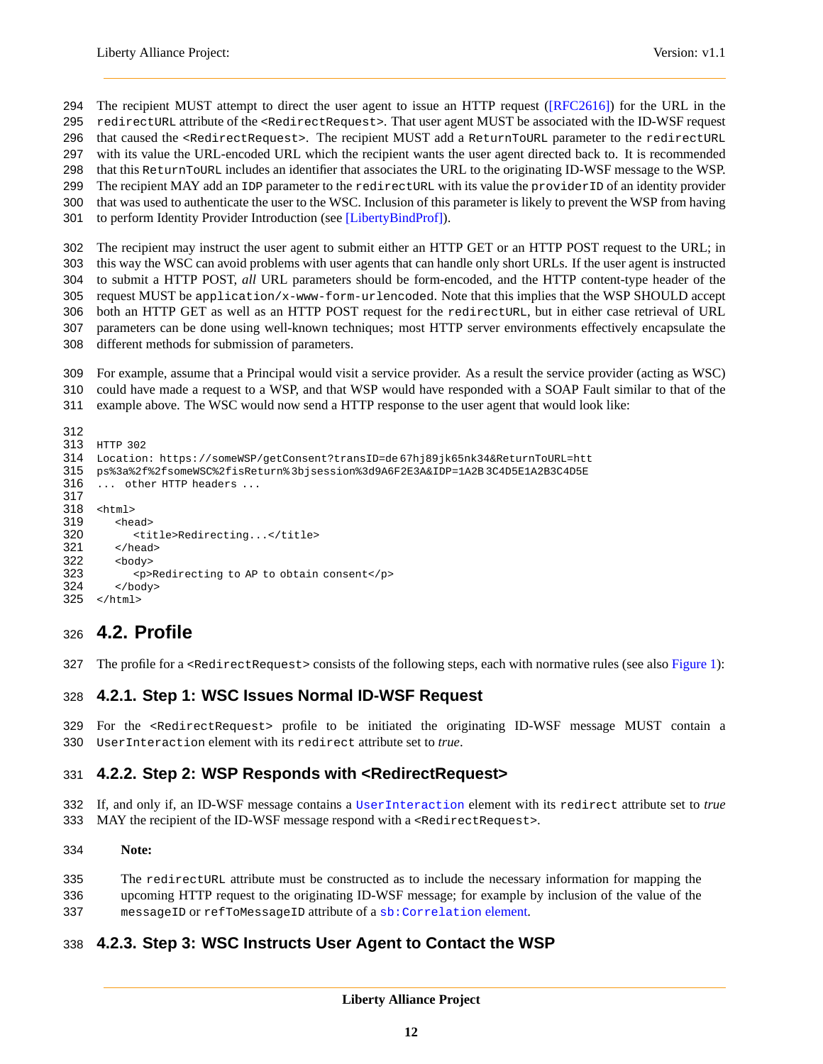The recipient MUST attempt to direct the user agent to issue an HTTP request ([RFC2616]) for the URL in the `redirectURL` attribute of the `<RedirectRequest>`. That user agent MUST be associated with the ID-WSF request that caused the `<RedirectRequest>`. The recipient MUST add a `ReturnToURL` parameter to the `redirectURL` with its value the URL-encoded URL which the recipient wants the user agent directed back to. It is recommended that this `ReturnToURL` includes an identifier that associates the URL to the originating ID-WSF message to the WSP. The recipient MAY add an `IDP` parameter to the `redirectURL` with its value the `providerID` of an identity provider that was used to authenticate the user to the WSC. Inclusion of this parameter is likely to prevent the WSP from having to perform Identity Provider Introduction (see [LibertyBindProf]).

The recipient may instruct the user agent to submit either an HTTP GET or an HTTP POST request to the URL; in this way the WSC can avoid problems with user agents that can handle only short URLs. If the user agent is instructed to submit a HTTP POST, *all* URL parameters should be form-encoded, and the HTTP content-type header of the request MUST be `application/x-www-form-urlencoded`. Note that this implies that the WSP SHOULD accept both an HTTP GET as well as an HTTP POST request for the `redirectURL`, but in either case retrieval of URL parameters can be done using well-known techniques; most HTTP server environments effectively encapsulate the different methods for submission of parameters.

For example, assume that a Principal would visit a service provider. As a result the service provider (acting as WSC) could have made a request to a WSP, and that WSP would have responded with a SOAP Fault similar to that of the example above. The WSC would now send a HTTP response to the user agent that would look like:

```

HTTP 302
Location: https://someWSP/getConsent?transID=de67hj89jk65nk34&ReturnToURL=htt
ps%3a%2f%2fsomeWSC%2fisReturn%3bjsession%3d9A6F2E3A&IDP=1A2B3C4D5E1A2B3C4D5E
... other HTTP headers ...

<html>
   <head>
      <title>Redirecting...</title>
   </head>
   <body>
      <p>Redirecting to AP to obtain consent</p>
   </body>
</html>
```

## 4.2. Profile

The profile for a `<RedirectRequest>` consists of the following steps, each with normative rules (see also Figure 1):

### 4.2.1. Step 1: WSC Issues Normal ID-WSF Request

For the `<RedirectRequest>` profile to be initiated the originating ID-WSF message MUST contain a `UserInteraction` element with its `redirect` attribute set to *true*.

### 4.2.2. Step 2: WSP Responds with <RedirectRequest>

If, and only if, an ID-WSF message contains a `UserInteraction` element with its `redirect` attribute set to *true* MAY the recipient of the ID-WSF message respond with a `<RedirectRequest>`.

> **Note:**
>
> The `redirectURL` attribute must be constructed as to include the necessary information for mapping the upcoming HTTP request to the originating ID-WSF message; for example by inclusion of the value of the `messageID` or `refToMessageID` attribute of a `sb:Correlation` element.

### 4.2.3. Step 3: WSC Instructs User Agent to Contact the WSP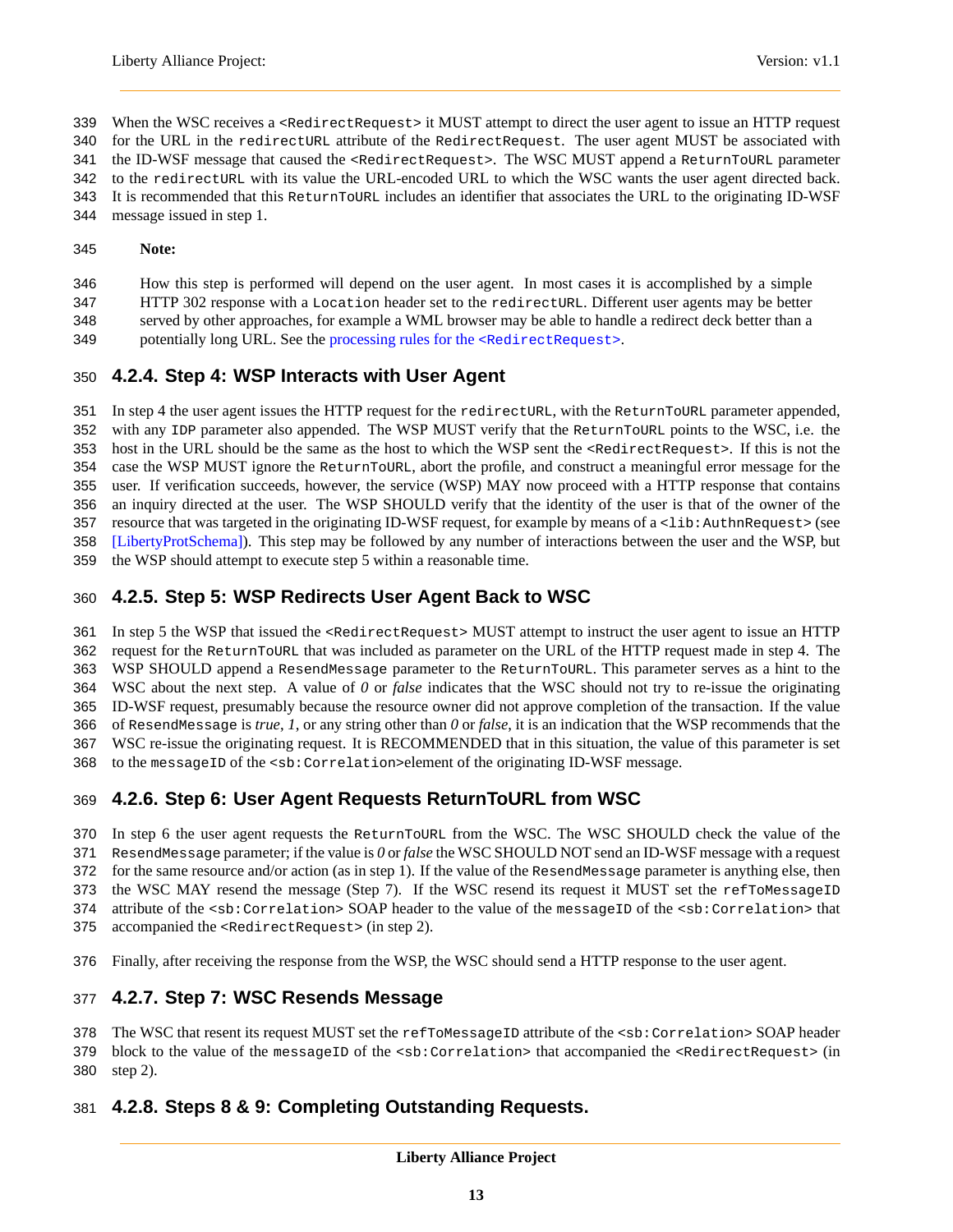When the WSC receives a `<RedirectRequest>` it MUST attempt to direct the user agent to issue an HTTP request for the URL in the `redirectURL` attribute of the `RedirectRequest`. The user agent MUST be associated with the ID-WSF message that caused the `<RedirectRequest>`. The WSC MUST append a `ReturnToURL` parameter to the `redirectURL` with its value the URL-encoded URL to which the WSC wants the user agent directed back. It is recommended that this `ReturnToURL` includes an identifier that associates the URL to the originating ID-WSF message issued in step 1.

> **Note:**
>
> How this step is performed will depend on the user agent. In most cases it is accomplished by a simple HTTP 302 response with a `Location` header set to the `redirectURL`. Different user agents may be better served by other approaches, for example a WML browser may be able to handle a redirect deck better than a potentially long URL. See the processing rules for the `<RedirectRequest>`.

### 4.2.4. Step 4: WSP Interacts with User Agent

In step 4 the user agent issues the HTTP request for the `redirectURL`, with the `ReturnToURL` parameter appended, with any `IDP` parameter also appended. The WSP MUST verify that the `ReturnToURL` points to the WSC, i.e. the host in the URL should be the same as the host to which the WSP sent the `<RedirectRequest>`. If this is not the case the WSP MUST ignore the `ReturnToURL`, abort the profile, and construct a meaningful error message for the user. If verification succeeds, however, the service (WSP) MAY now proceed with a HTTP response that contains an inquiry directed at the user. The WSP SHOULD verify that the identity of the user is that of the owner of the resource that was targeted in the originating ID-WSF request, for example by means of a `<lib:AuthnRequest>` (see [LibertyProtSchema]). This step may be followed by any number of interactions between the user and the WSP, but the WSP should attempt to execute step 5 within a reasonable time.

### 4.2.5. Step 5: WSP Redirects User Agent Back to WSC

In step 5 the WSP that issued the `<RedirectRequest>` MUST attempt to instruct the user agent to issue an HTTP request for the `ReturnToURL` that was included as parameter on the URL of the HTTP request made in step 4. The WSP SHOULD append a `ResendMessage` parameter to the `ReturnToURL`. This parameter serves as a hint to the WSC about the next step. A value of *0* or *false* indicates that the WSC should not try to re-issue the originating ID-WSF request, presumably because the resource owner did not approve completion of the transaction. If the value of `ResendMessage` is *true*, *1*, or any string other than *0* or *false*, it is an indication that the WSP recommends that the WSC re-issue the originating request. It is RECOMMENDED that in this situation, the value of this parameter is set to the `messageID` of the `<sb:Correlation>`element of the originating ID-WSF message.

### 4.2.6. Step 6: User Agent Requests ReturnToURL from WSC

In step 6 the user agent requests the `ReturnToURL` from the WSC. The WSC SHOULD check the value of the `ResendMessage` parameter; if the value is *0* or *false* the WSC SHOULD NOT send an ID-WSF message with a request for the same resource and/or action (as in step 1). If the value of the `ResendMessage` parameter is anything else, then the WSC MAY resend the message (Step 7). If the WSC resend its request it MUST set the `refToMessageID` attribute of the `<sb:Correlation>` SOAP header to the value of the `messageID` of the `<sb:Correlation>` that accompanied the `<RedirectRequest>` (in step 2).

Finally, after receiving the response from the WSP, the WSC should send a HTTP response to the user agent.

### 4.2.7. Step 7: WSC Resends Message

The WSC that resent its request MUST set the `refToMessageID` attribute of the `<sb:Correlation>` SOAP header block to the value of the `messageID` of the `<sb:Correlation>` that accompanied the `<RedirectRequest>` (in step 2).

### 4.2.8. Steps 8 & 9: Completing Outstanding Requests.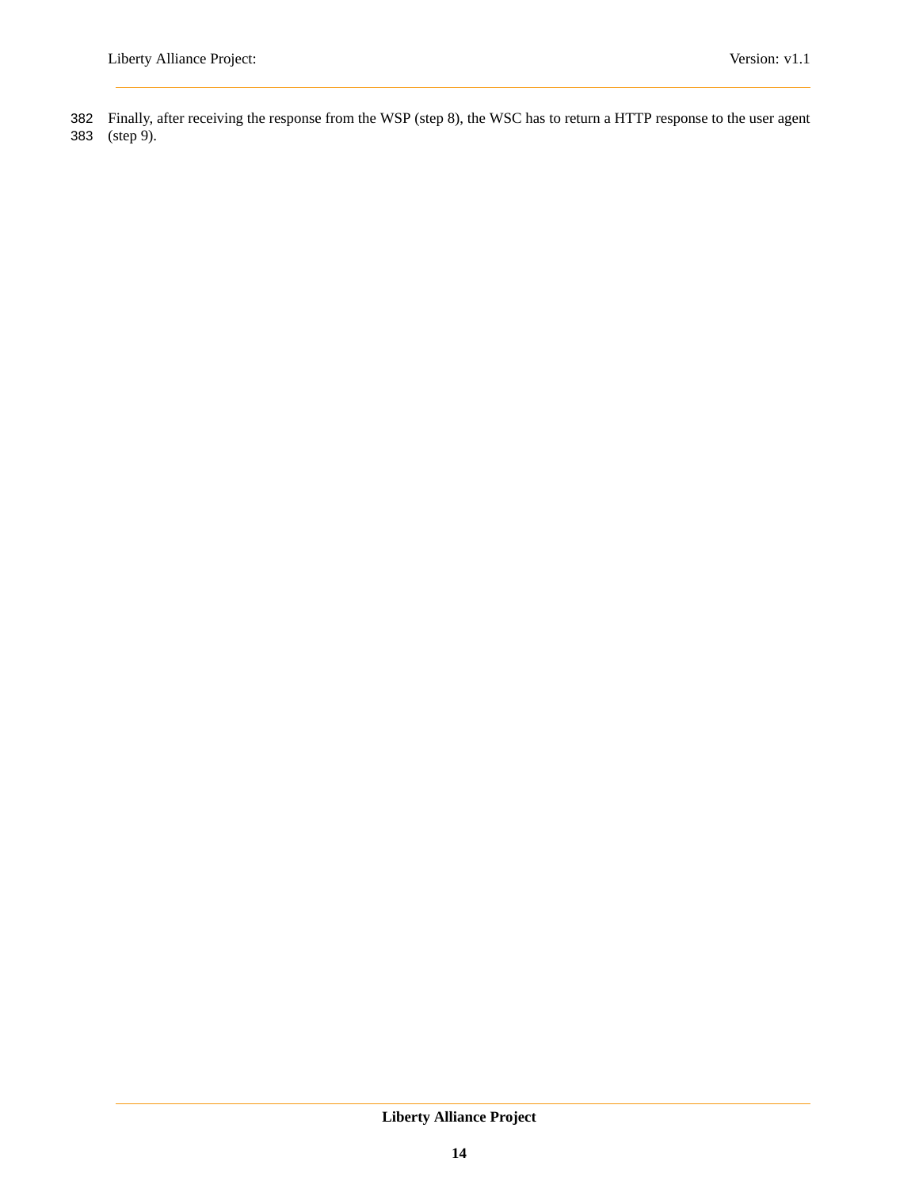Finally, after receiving the response from the WSP (step 8), the WSC has to return a HTTP response to the user agent (step 9).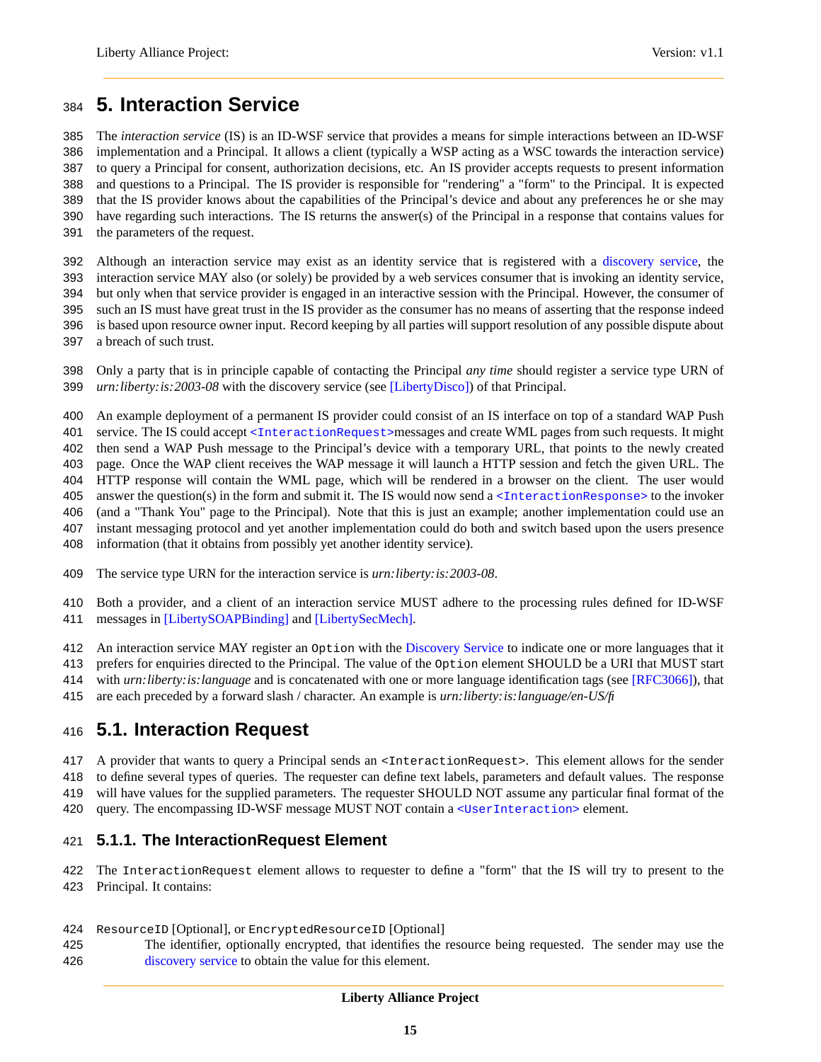# 5. Interaction Service

The *interaction service* (IS) is an ID-WSF service that provides a means for simple interactions between an ID-WSF implementation and a Principal. It allows a client (typically a WSP acting as a WSC towards the interaction service) to query a Principal for consent, authorization decisions, etc. An IS provider accepts requests to present information and questions to a Principal. The IS provider is responsible for "rendering" a "form" to the Principal. It is expected that the IS provider knows about the capabilities of the Principal's device and about any preferences he or she may have regarding such interactions. The IS returns the answer(s) of the Principal in a response that contains values for the parameters of the request.

Although an interaction service may exist as an identity service that is registered with a discovery service, the interaction service MAY also (or solely) be provided by a web services consumer that is invoking an identity service, but only when that service provider is engaged in an interactive session with the Principal. However, the consumer of such an IS must have great trust in the IS provider as the consumer has no means of asserting that the response indeed is based upon resource owner input. Record keeping by all parties will support resolution of any possible dispute about a breach of such trust.

Only a party that is in principle capable of contacting the Principal *any time* should register a service type URN of *urn:liberty:is:2003-08* with the discovery service (see [LibertyDisco]) of that Principal.

An example deployment of a permanent IS provider could consist of an IS interface on top of a standard WAP Push service. The IS could accept `<InteractionRequest>`messages and create WML pages from such requests. It might then send a WAP Push message to the Principal's device with a temporary URL, that points to the newly created page. Once the WAP client receives the WAP message it will launch a HTTP session and fetch the given URL. The HTTP response will contain the WML page, which will be rendered in a browser on the client. The user would answer the question(s) in the form and submit it. The IS would now send a `<InteractionResponse>` to the invoker (and a "Thank You" page to the Principal). Note that this is just an example; another implementation could use an instant messaging protocol and yet another implementation could do both and switch based upon the users presence information (that it obtains from possibly yet another identity service).

The service type URN for the interaction service is *urn:liberty:is:2003-08*.

Both a provider, and a client of an interaction service MUST adhere to the processing rules defined for ID-WSF messages in [LibertySOAPBinding] and [LibertySecMech].

An interaction service MAY register an `Option` with the Discovery Service to indicate one or more languages that it prefers for enquiries directed to the Principal. The value of the `Option` element SHOULD be a URI that MUST start with *urn:liberty:is:language* and is concatenated with one or more language identification tags (see [RFC3066]), that are each preceded by a forward slash / character. An example is *urn:liberty:is:language/en-US/fi*

## 5.1. Interaction Request

A provider that wants to query a Principal sends an `<InteractionRequest>`. This element allows for the sender to define several types of queries. The requester can define text labels, parameters and default values. The response will have values for the supplied parameters. The requester SHOULD NOT assume any particular final format of the query. The encompassing ID-WSF message MUST NOT contain a `<UserInteraction>` element.

### 5.1.1. The InteractionRequest Element

The `InteractionRequest` element allows to requester to define a "form" that the IS will try to present to the Principal. It contains:

`ResourceID` [Optional], or `EncryptedResourceID` [Optional]
: The identifier, optionally encrypted, that identifies the resource being requested. The sender may use the discovery service to obtain the value for this element.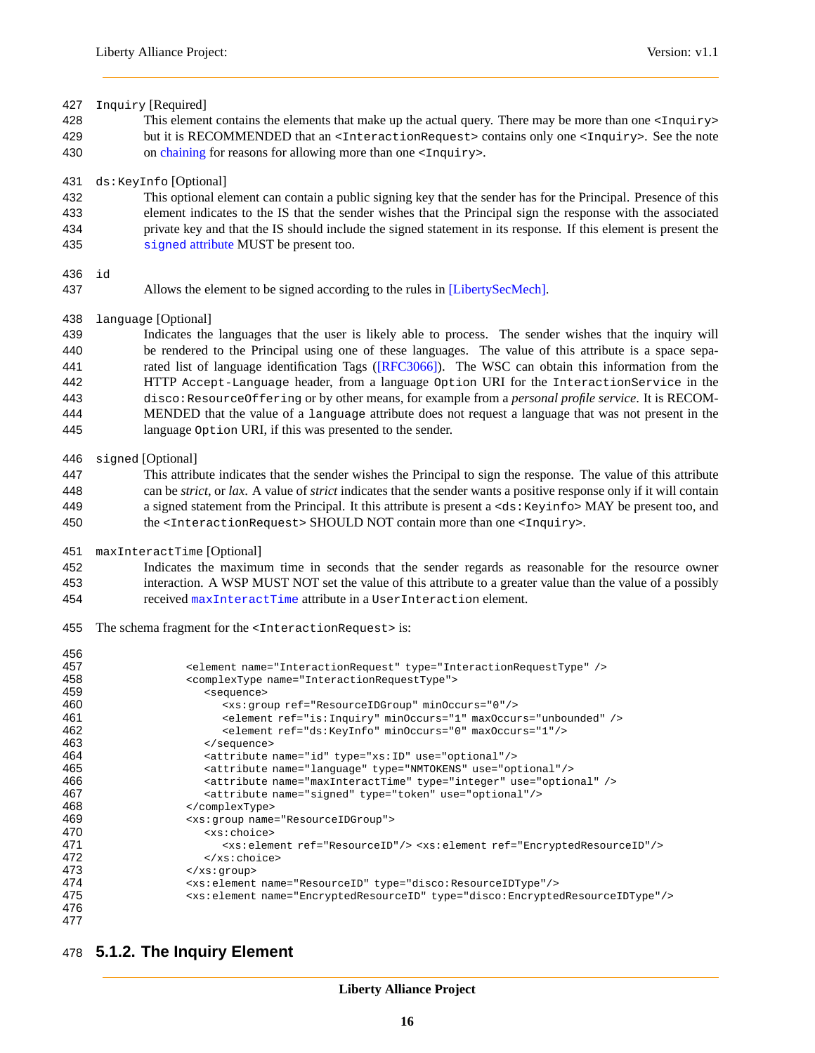`Inquiry` [Required]

This element contains the elements that make up the actual query. There may be more than one `<Inquiry>` but it is RECOMMENDED that an `<InteractionRequest>` contains only one `<Inquiry>`. See the note on chaining for reasons for allowing more than one `<Inquiry>`.

`ds:KeyInfo` [Optional]

This optional element can contain a public signing key that the sender has for the Principal. Presence of this element indicates to the IS that the sender wishes that the Principal sign the response with the associated private key and that the IS should include the signed statement in its response. If this element is present the `signed` attribute MUST be present too.

`id`

Allows the element to be signed according to the rules in [LibertySecMech].

`language` [Optional]

Indicates the languages that the user is likely able to process. The sender wishes that the inquiry will be rendered to the Principal using one of these languages. The value of this attribute is a space separated list of language identification Tags ([RFC3066]). The WSC can obtain this information from the HTTP `Accept-Language` header, from a language `Option` URI for the `InteractionService` in the `disco:ResourceOffering` or by other means, for example from a *personal profile service*. It is RECOMMENDED that the value of a `language` attribute does not request a language that was not present in the language `Option` URI, if this was presented to the sender.

`signed` [Optional]

This attribute indicates that the sender wishes the Principal to sign the response. The value of this attribute can be *strict*, or *lax*. A value of *strict* indicates that the sender wants a positive response only if it will contain a signed statement from the Principal. It this attribute is present a `<ds:Keyinfo>` MAY be present too, and the `<InteractionRequest>` SHOULD NOT contain more than one `<Inquiry>`.

`maxInteractTime` [Optional]

Indicates the maximum time in seconds that the sender regards as reasonable for the resource owner interaction. A WSP MUST NOT set the value of this attribute to a greater value than the value of a possibly received `maxInteractTime` attribute in a `UserInteraction` element.

The schema fragment for the `<InteractionRequest>` is:

```
<element name="InteractionRequest" type="InteractionRequestType" />
<complexType name="InteractionRequestType">
   <sequence>
      <xs:group ref="ResourceIDGroup" minOccurs="0"/>
      <element ref="is:Inquiry" minOccurs="1" maxOccurs="unbounded" />
      <element ref="ds:KeyInfo" minOccurs="0" maxOccurs="1"/>
   </sequence>
   <attribute name="id" type="xs:ID" use="optional"/>
   <attribute name="language" type="NMTOKENS" use="optional"/>
   <attribute name="maxInteractTime" type="integer" use="optional" />
   <attribute name="signed" type="token" use="optional"/>
</complexType>
<xs:group name="ResourceIDGroup">
   <xs:choice>
      <xs:element ref="ResourceID"/> <xs:element ref="EncryptedResourceID"/>
   </xs:choice>
</xs:group>
<xs:element name="ResourceID" type="disco:ResourceIDType"/>
<xs:element name="EncryptedResourceID" type="disco:EncryptedResourceIDType"/>
```

### 5.1.2. The Inquiry Element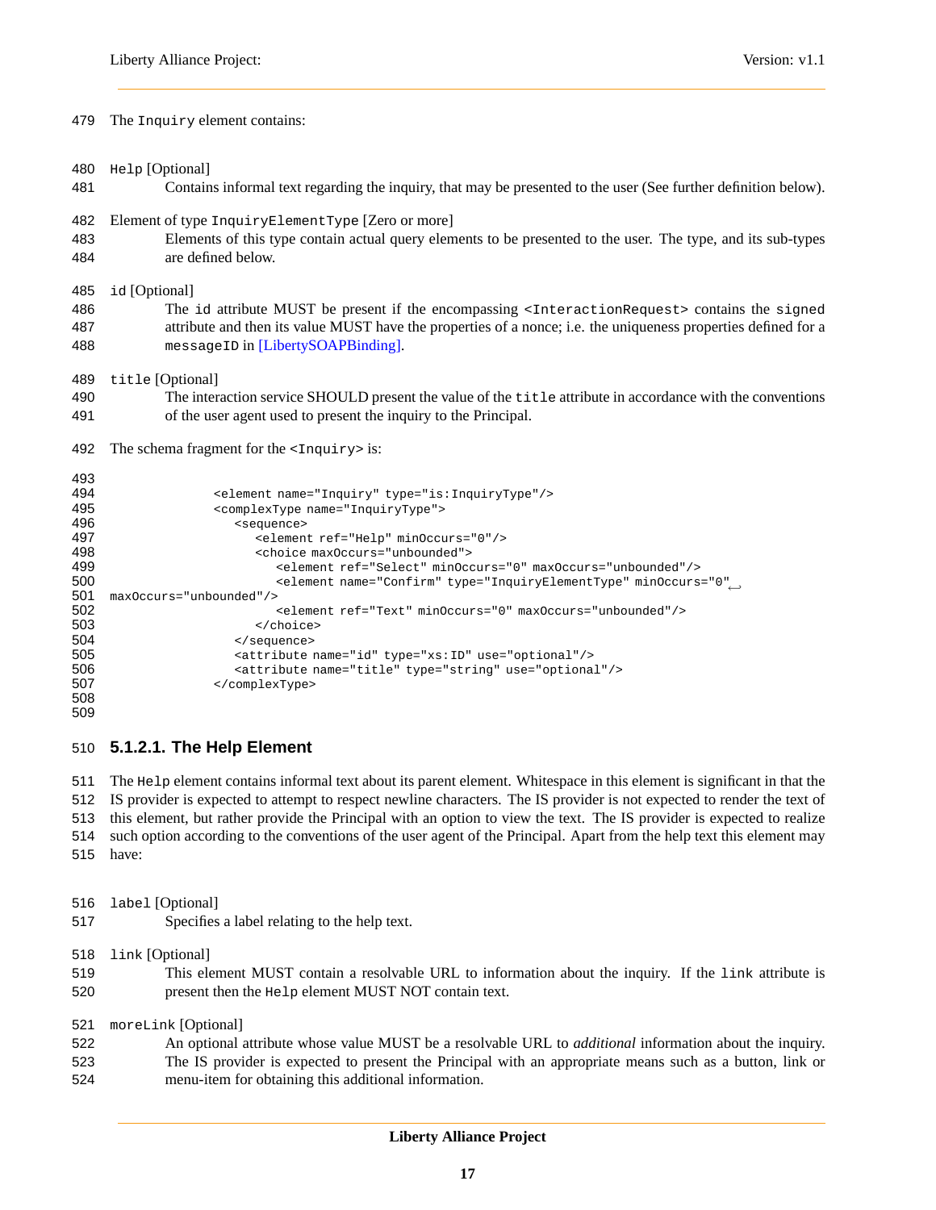The `Inquiry` element contains:

`Help` [Optional]
: Contains informal text regarding the inquiry, that may be presented to the user (See further definition below).

Element of type `InquiryElementType` [Zero or more]
: Elements of this type contain actual query elements to be presented to the user. The type, and its sub-types are defined below.

`id` [Optional]
: The `id` attribute MUST be present if the encompassing `<InteractionRequest>` contains the `signed` attribute and then its value MUST have the properties of a nonce; i.e. the uniqueness properties defined for a `messageID` in [LibertySOAPBinding].

`title` [Optional]
: The interaction service SHOULD present the value of the `title` attribute in accordance with the conventions of the user agent used to present the inquiry to the Principal.

The schema fragment for the `<Inquiry>` is:

```
<element name="Inquiry" type="is:InquiryType"/>
<complexType name="InquiryType">
   <sequence>
      <element ref="Help" minOccurs="0"/>
      <choice maxOccurs="unbounded">
         <element ref="Select" minOccurs="0" maxOccurs="unbounded"/>
         <element name="Confirm" type="InquiryElementType" minOccurs="0"
maxOccurs="unbounded"/>
         <element ref="Text" minOccurs="0" maxOccurs="unbounded"/>
      </choice>
   </sequence>
   <attribute name="id" type="xs:ID" use="optional"/>
   <attribute name="title" type="string" use="optional"/>
</complexType>
```

#### 5.1.2.1. The Help Element

The `Help` element contains informal text about its parent element. Whitespace in this element is significant in that the IS provider is expected to attempt to respect newline characters. The IS provider is not expected to render the text of this element, but rather provide the Principal with an option to view the text. The IS provider is expected to realize such option according to the conventions of the user agent of the Principal. Apart from the help text this element may have:

`label` [Optional]
: Specifies a label relating to the help text.

`link` [Optional]
: This element MUST contain a resolvable URL to information about the inquiry. If the `link` attribute is present then the `Help` element MUST NOT contain text.

`moreLink` [Optional]
: An optional attribute whose value MUST be a resolvable URL to *additional* information about the inquiry. The IS provider is expected to present the Principal with an appropriate means such as a button, link or menu-item for obtaining this additional information.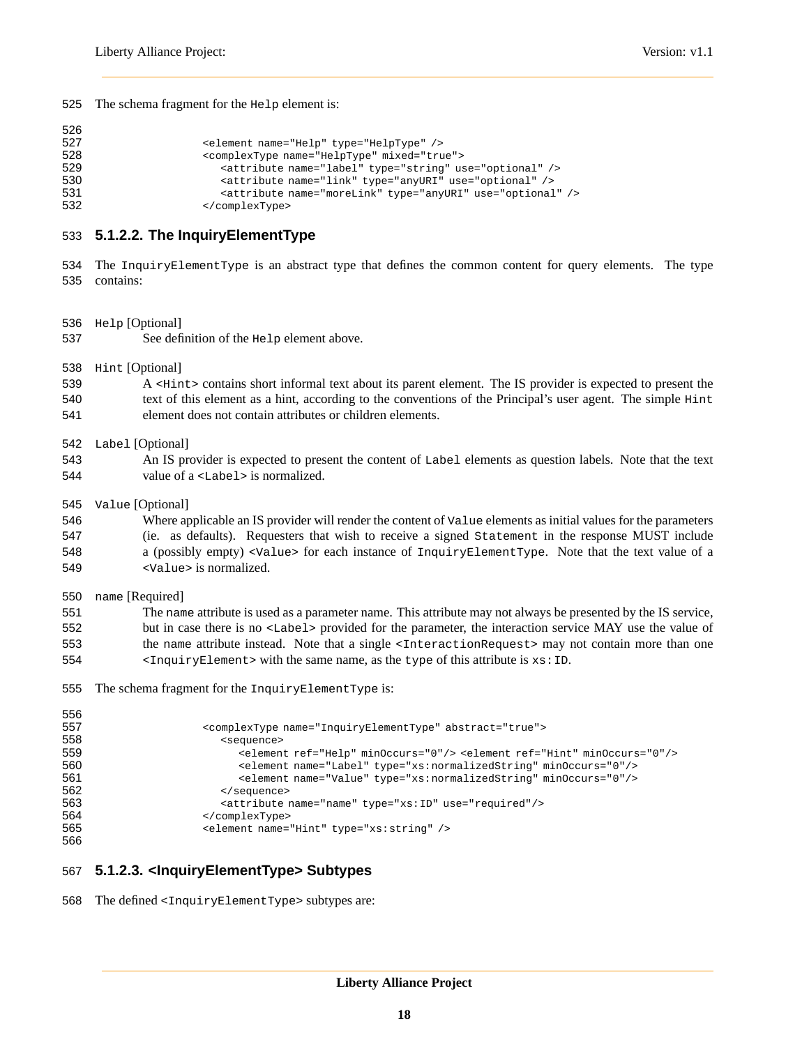The schema fragment for the `Help` element is:

```
<element name="Help" type="HelpType" />
<complexType name="HelpType" mixed="true">
   <attribute name="label" type="string" use="optional" />
   <attribute name="link" type="anyURI" use="optional" />
   <attribute name="moreLink" type="anyURI" use="optional" />
</complexType>
```

#### 5.1.2.2. The InquiryElementType

The `InquiryElementType` is an abstract type that defines the common content for query elements. The type contains:

`Help` [Optional]
: See definition of the `Help` element above.

`Hint` [Optional]
: A `<Hint>` contains short informal text about its parent element. The IS provider is expected to present the text of this element as a hint, according to the conventions of the Principal's user agent. The simple `Hint` element does not contain attributes or children elements.

`Label` [Optional]
: An IS provider is expected to present the content of `Label` elements as question labels. Note that the text value of a `<Label>` is normalized.

`Value` [Optional]
: Where applicable an IS provider will render the content of `Value` elements as initial values for the parameters (ie. as defaults). Requesters that wish to receive a signed `Statement` in the response MUST include a (possibly empty) `<Value>` for each instance of `InquiryElementType`. Note that the text value of a `<Value>` is normalized.

`name` [Required]
: The `name` attribute is used as a parameter name. This attribute may not always be presented by the IS service, but in case there is no `<Label>` provided for the parameter, the interaction service MAY use the value of the `name` attribute instead. Note that a single `<InteractionRequest>` may not contain more than one `<InquiryElement>` with the same name, as the `type` of this attribute is `xs:ID`.

The schema fragment for the `InquiryElementType` is:

```
<complexType name="InquiryElementType" abstract="true">
   <sequence>
      <element ref="Help" minOccurs="0"/> <element ref="Hint" minOccurs="0"/>
      <element name="Label" type="xs:normalizedString" minOccurs="0"/>
      <element name="Value" type="xs:normalizedString" minOccurs="0"/>
   </sequence>
   <attribute name="name" type="xs:ID" use="required"/>
</complexType>
<element name="Hint" type="xs:string" />
```

#### 5.1.2.3. <InquiryElementType> Subtypes

The defined `<InquiryElementType>` subtypes are: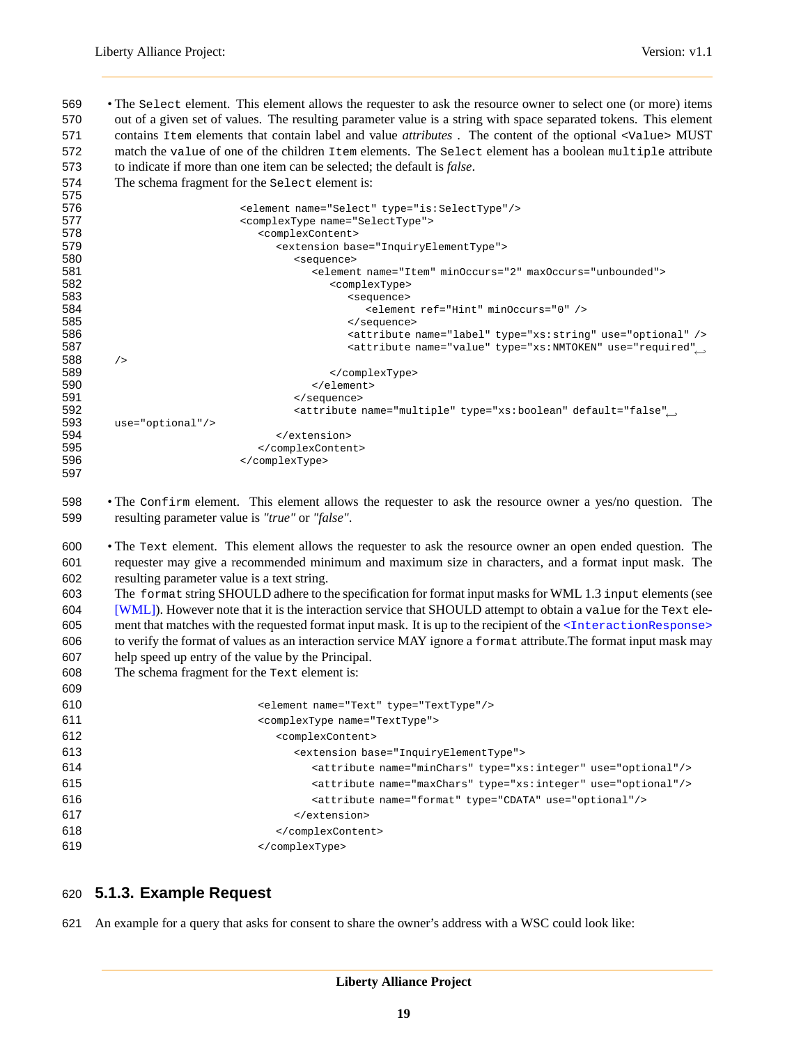- The `Select` element. This element allows the requester to ask the resource owner to select one (or more) items out of a given set of values. The resulting parameter value is a string with space separated tokens. This element contains `Item` elements that contain label and value *attributes* . The content of the optional `<Value>` MUST match the `value` of one of the children `Item` elements. The `Select` element has a boolean `multiple` attribute to indicate if more than one item can be selected; the default is *false*.

  The schema fragment for the `Select` element is:

```
<element name="Select" type="is:SelectType"/>
<complexType name="SelectType">
   <complexContent>
      <extension base="InquiryElementType">
         <sequence>
            <element name="Item" minOccurs="2" maxOccurs="unbounded">
               <complexType>
                  <sequence>
                     <element ref="Hint" minOccurs="0" />
                  </sequence>
                  <attribute name="label" type="xs:string" use="optional" />
                  <attribute name="value" type="xs:NMTOKEN" use="required"
/>
               </complexType>
            </element>
         </sequence>
         <attribute name="multiple" type="xs:boolean" default="false"
use="optional"/>
      </extension>
   </complexContent>
</complexType>
```

- The `Confirm` element. This element allows the requester to ask the resource owner a yes/no question. The resulting parameter value is *"true"* or *"false"*.

- The `Text` element. This element allows the requester to ask the resource owner an open ended question. The requester may give a recommended minimum and maximum size in characters, and a format input mask. The resulting parameter value is a text string.

  The `format` string SHOULD adhere to the specification for format input masks for WML 1.3 `input` elements (see [WML]). However note that it is the interaction service that SHOULD attempt to obtain a `value` for the `Text` element that matches with the requested format input mask. It is up to the recipient of the `<InteractionResponse>` to verify the format of values as an interaction service MAY ignore a `format` attribute.The format input mask may help speed up entry of the value by the Principal.

  The schema fragment for the `Text` element is:

```
<element name="Text" type="TextType"/>
<complexType name="TextType">
   <complexContent>
      <extension base="InquiryElementType">
         <attribute name="minChars" type="xs:integer" use="optional"/>
         <attribute name="maxChars" type="xs:integer" use="optional"/>
         <attribute name="format" type="CDATA" use="optional"/>
      </extension>
   </complexContent>
</complexType>
```

### 5.1.3. Example Request

An example for a query that asks for consent to share the owner's address with a WSC could look like: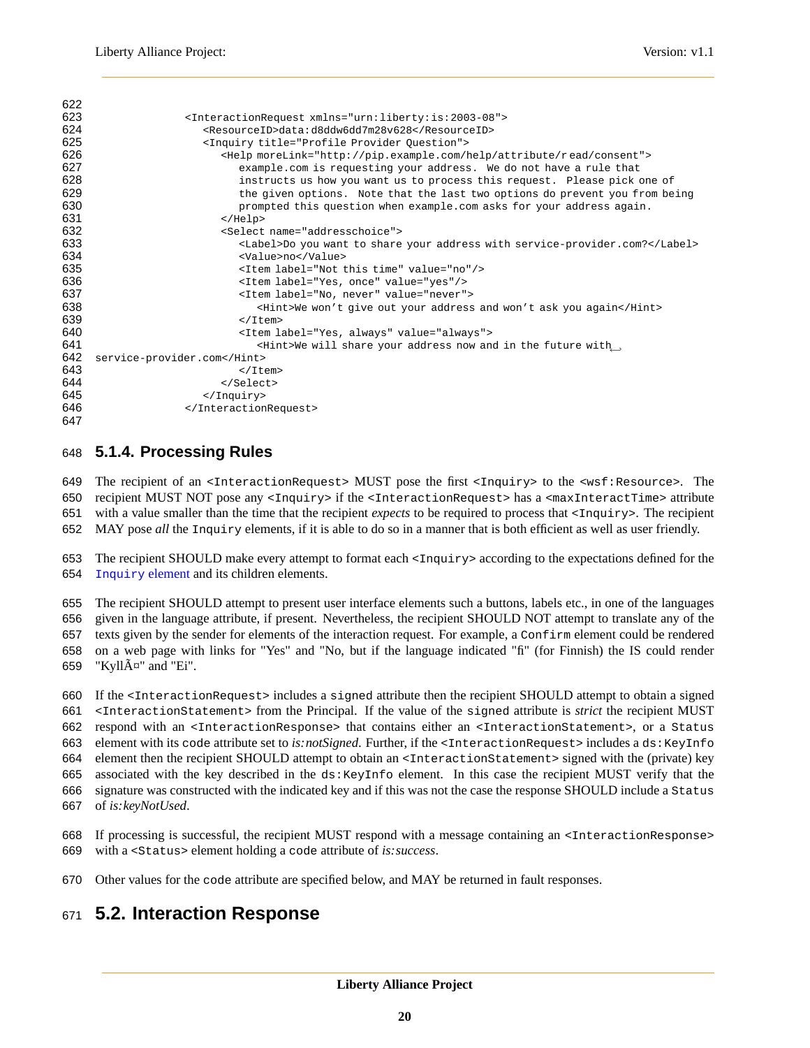```xml
<InteractionRequest xmlns="urn:liberty:is:2003-08">
   <ResourceID>data:d8ddw6dd7m28v628</ResourceID>
   <Inquiry title="Profile Provider Question">
      <Help moreLink="http://pip.example.com/help/attribute/r ead/consent">
         example.com is requesting your address.  We do not have a rule that
         instructs us how you want us to process this request.  Please pick one of
         the given options.  Note that the last two options do prevent you from being
         prompted this question when example.com asks for your address again.
      </Help>
      <Select name="addresschoice">
         <Label>Do you want to share your address with service-provider.com?</Label>
         <Value>no</Value>
         <Item label="Not this time" value="no"/>
         <Item label="Yes, once" value="yes"/>
         <Item label="No, never" value="never">
            <Hint>We won't give out your address and won't ask you again</Hint>
         </Item>
         <Item label="Yes, always" value="always">
            <Hint>We will share your address now and in the future with
service-provider.com</Hint>
         </Item>
      </Select>
   </Inquiry>
</InteractionRequest>
```

### 5.1.4. Processing Rules

The recipient of an `<InteractionRequest>` MUST pose the first `<Inquiry>` to the `<wsf:Resource>`. The recipient MUST NOT pose any `<Inquiry>` if the `<InteractionRequest>` has a `<maxInteractTime>` attribute with a value smaller than the time that the recipient *expects* to be required to process that `<Inquiry>`. The recipient MAY pose *all* the `Inquiry` elements, if it is able to do so in a manner that is both efficient as well as user friendly.

The recipient SHOULD make every attempt to format each `<Inquiry>` according to the expectations defined for the `Inquiry` element and its children elements.

The recipient SHOULD attempt to present user interface elements such a buttons, labels etc., in one of the languages given in the language attribute, if present. Nevertheless, the recipient SHOULD NOT attempt to translate any of the texts given by the sender for elements of the interaction request. For example, a `Confirm` element could be rendered on a web page with links for "Yes" and "No, but if the language indicated "fi" (for Finnish) the IS could render "KyllÃ¤" and "Ei".

If the `<InteractionRequest>` includes a `signed` attribute then the recipient SHOULD attempt to obtain a signed `<InteractionStatement>` from the Principal. If the value of the `signed` attribute is *strict* the recipient MUST respond with an `<InteractionResponse>` that contains either an `<InteractionStatement>`, or a `Status` element with its `code` attribute set to *is:notSigned*. Further, if the `<InteractionRequest>` includes a `ds:KeyInfo` element then the recipient SHOULD attempt to obtain an `<InteractionStatement>` signed with the (private) key associated with the key described in the `ds:KeyInfo` element. In this case the recipient MUST verify that the signature was constructed with the indicated key and if this was not the case the response SHOULD include a `Status` of *is:keyNotUsed*.

If processing is successful, the recipient MUST respond with a message containing an `<InteractionResponse>` with a `<Status>` element holding a `code` attribute of *is:success*.

Other values for the `code` attribute are specified below, and MAY be returned in fault responses.

## 5.2. Interaction Response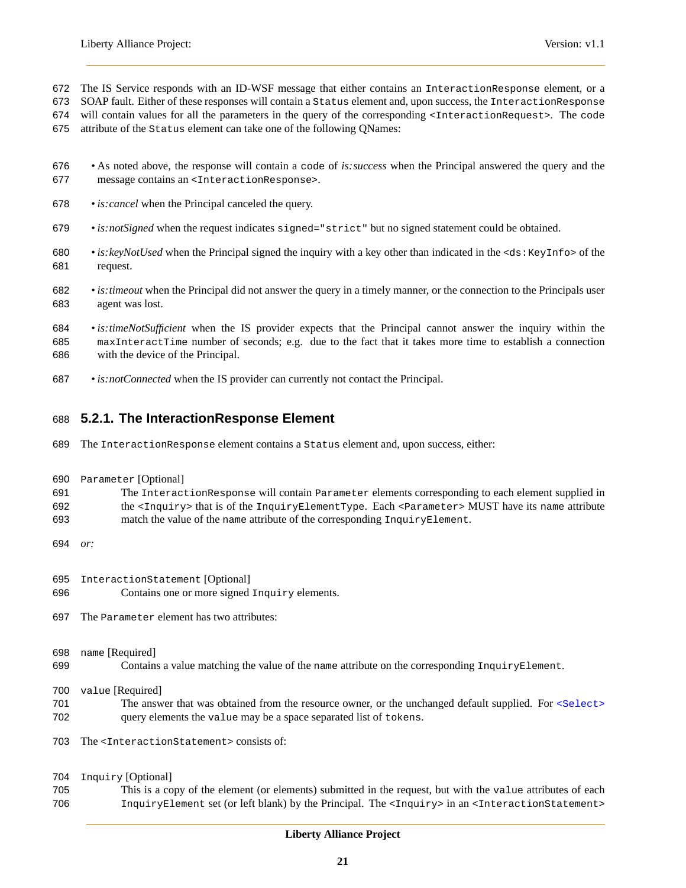The IS Service responds with an ID-WSF message that either contains an `InteractionResponse` element, or a SOAP fault. Either of these responses will contain a `Status` element and, upon success, the `InteractionResponse` will contain values for all the parameters in the query of the corresponding `<InteractionRequest>`. The `code` attribute of the `Status` element can take one of the following QNames:

- As noted above, the response will contain a `code` of *is:success* when the Principal answered the query and the message contains an `<InteractionResponse>`.
- *is:cancel* when the Principal canceled the query.
- *is:notSigned* when the request indicates `signed="strict"` but no signed statement could be obtained.
- *is:keyNotUsed* when the Principal signed the inquiry with a key other than indicated in the `<ds:KeyInfo>` of the request.
- *is:timeout* when the Principal did not answer the query in a timely manner, or the connection to the Principals user agent was lost.
- *is:timeNotSufficient* when the IS provider expects that the Principal cannot answer the inquiry within the `maxInteractTime` number of seconds; e.g. due to the fact that it takes more time to establish a connection with the device of the Principal.
- *is:notConnected* when the IS provider can currently not contact the Principal.

### 5.2.1. The InteractionResponse Element

The `InteractionResponse` element contains a `Status` element and, upon success, either:

`Parameter` [Optional]
: The `InteractionResponse` will contain `Parameter` elements corresponding to each element supplied in the `<Inquiry>` that is of the `InquiryElementType`. Each `<Parameter>` MUST have its `name` attribute match the value of the `name` attribute of the corresponding `InquiryElement`.

*or:*

`InteractionStatement` [Optional]
: Contains one or more signed `Inquiry` elements.

The `Parameter` element has two attributes:

`name` [Required]
: Contains a value matching the value of the `name` attribute on the corresponding `InquiryElement`.

`value` [Required]
: The answer that was obtained from the resource owner, or the unchanged default supplied. For `<Select>` query elements the `value` may be a space separated list of `tokens`.

The `<InteractionStatement>` consists of:

`Inquiry` [Optional]
: This is a copy of the element (or elements) submitted in the request, but with the `value` attributes of each `InquiryElement` set (or left blank) by the Principal. The `<Inquiry>` in an `<InteractionStatement>`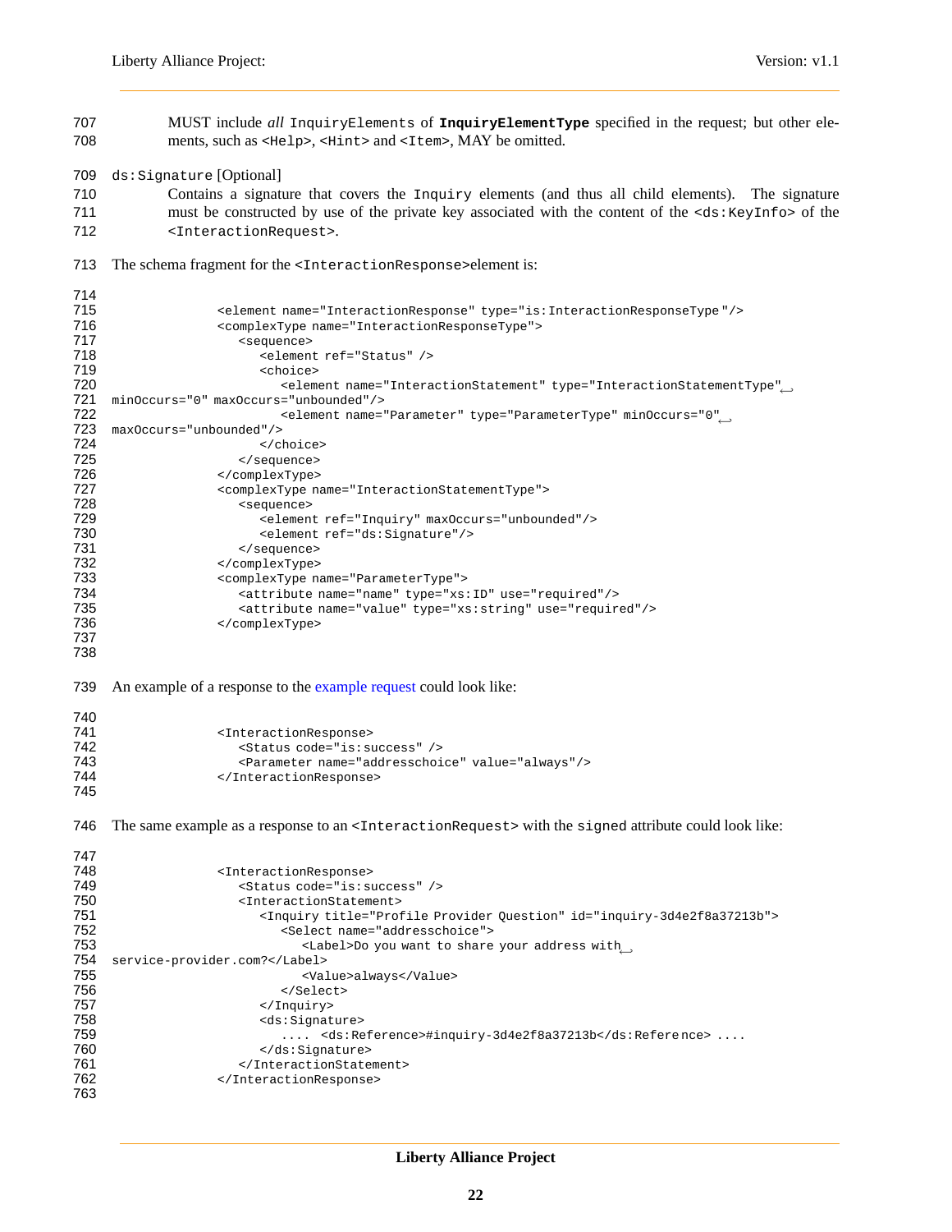MUST include *all* `InquiryElements` of **`InquiryElementType`** specified in the request; but other elements, such as `<Help>`, `<Hint>` and `<Item>`, MAY be omitted.

`ds:Signature` [Optional]

Contains a signature that covers the `Inquiry` elements (and thus all child elements). The signature must be constructed by use of the private key associated with the content of the `<ds:KeyInfo>` of the `<InteractionRequest>`.

The schema fragment for the `<InteractionResponse>`element is:

```
<element name="InteractionResponse" type="is:InteractionResponseType"/>
<complexType name="InteractionResponseType">
   <sequence>
      <element ref="Status" />
      <choice>
         <element name="InteractionStatement" type="InteractionStatementType"
minOccurs="0" maxOccurs="unbounded"/>
         <element name="Parameter" type="ParameterType" minOccurs="0"
maxOccurs="unbounded"/>
      </choice>
   </sequence>
</complexType>
<complexType name="InteractionStatementType">
   <sequence>
      <element ref="Inquiry" maxOccurs="unbounded"/>
      <element ref="ds:Signature"/>
   </sequence>
</complexType>
<complexType name="ParameterType">
   <attribute name="name" type="xs:ID" use="required"/>
   <attribute name="value" type="xs:string" use="required"/>
</complexType>
```

An example of a response to the example request could look like:

```
<InteractionResponse>
   <Status code="is:success" />
   <Parameter name="addresschoice" value="always"/>
</InteractionResponse>
```

The same example as a response to an `<InteractionRequest>` with the `signed` attribute could look like:

```
<InteractionResponse>
   <Status code="is:success" />
   <InteractionStatement>
      <Inquiry title="Profile Provider Question" id="inquiry-3d4e2f8a37213b">
         <Select name="addresschoice">
            <Label>Do you want to share your address with
service-provider.com?</Label>
            <Value>always</Value>
         </Select>
      </Inquiry>
      <ds:Signature>
         ....  <ds:Reference>#inquiry-3d4e2f8a37213b</ds:Reference> ....
      </ds:Signature>
   </InteractionStatement>
</InteractionResponse>
```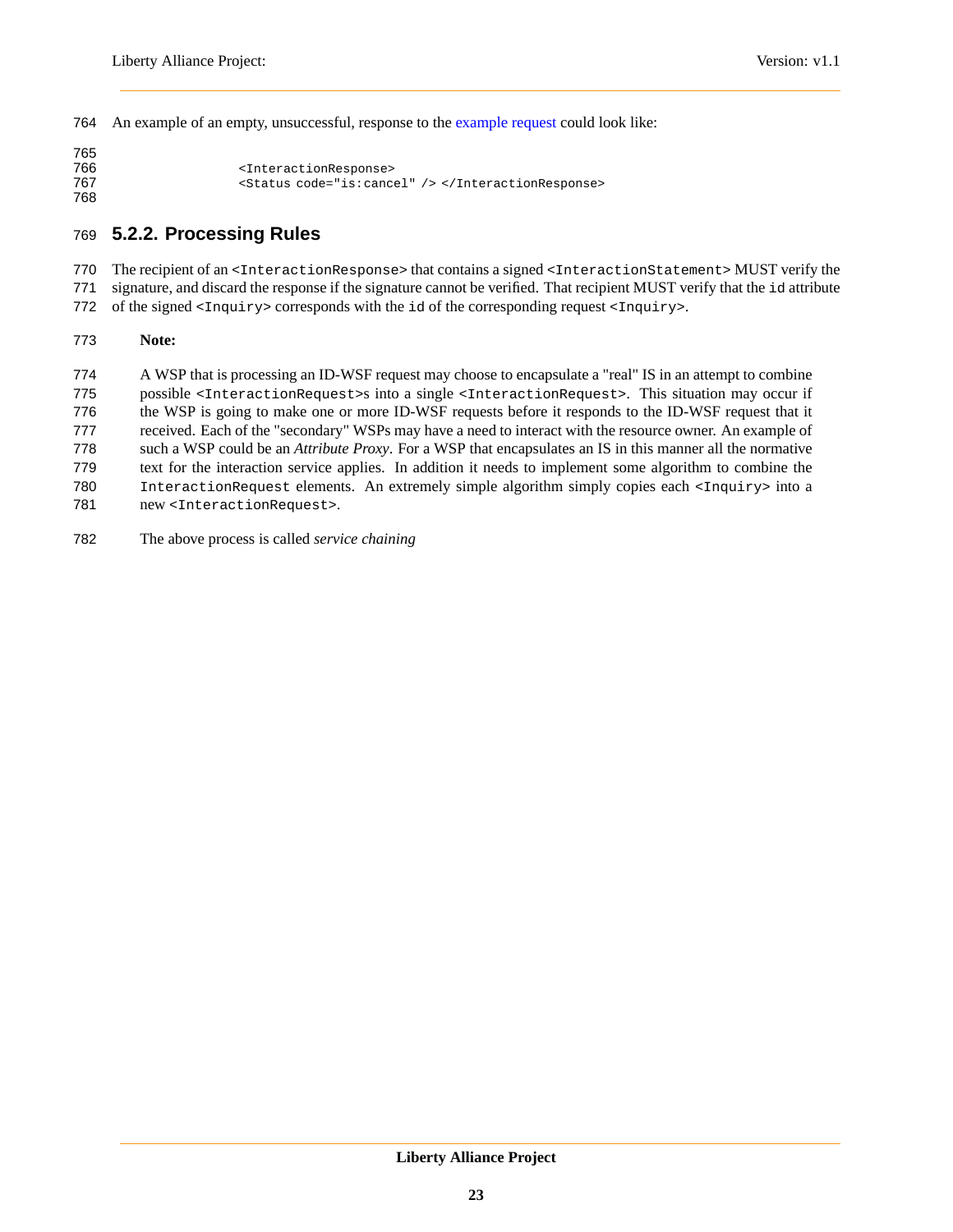An example of an empty, unsuccessful, response to the example request could look like:

```
<InteractionResponse>
<Status code="is:cancel" /> </InteractionResponse>
```

### 5.2.2. Processing Rules

The recipient of an `<InteractionResponse>` that contains a signed `<InteractionStatement>` MUST verify the signature, and discard the response if the signature cannot be verified. That recipient MUST verify that the `id` attribute of the signed `<Inquiry>` corresponds with the `id` of the corresponding request `<Inquiry>`.

> **Note:**
>
> A WSP that is processing an ID-WSF request may choose to encapsulate a "real" IS in an attempt to combine possible `<InteractionRequest>`s into a single `<InteractionRequest>`. This situation may occur if the WSP is going to make one or more ID-WSF requests before it responds to the ID-WSF request that it received. Each of the "secondary" WSPs may have a need to interact with the resource owner. An example of such a WSP could be an *Attribute Proxy*. For a WSP that encapsulates an IS in this manner all the normative text for the interaction service applies. In addition it needs to implement some algorithm to combine the `InteractionRequest` elements. An extremely simple algorithm simply copies each `<Inquiry>` into a new `<InteractionRequest>`.
>
> The above process is called *service chaining*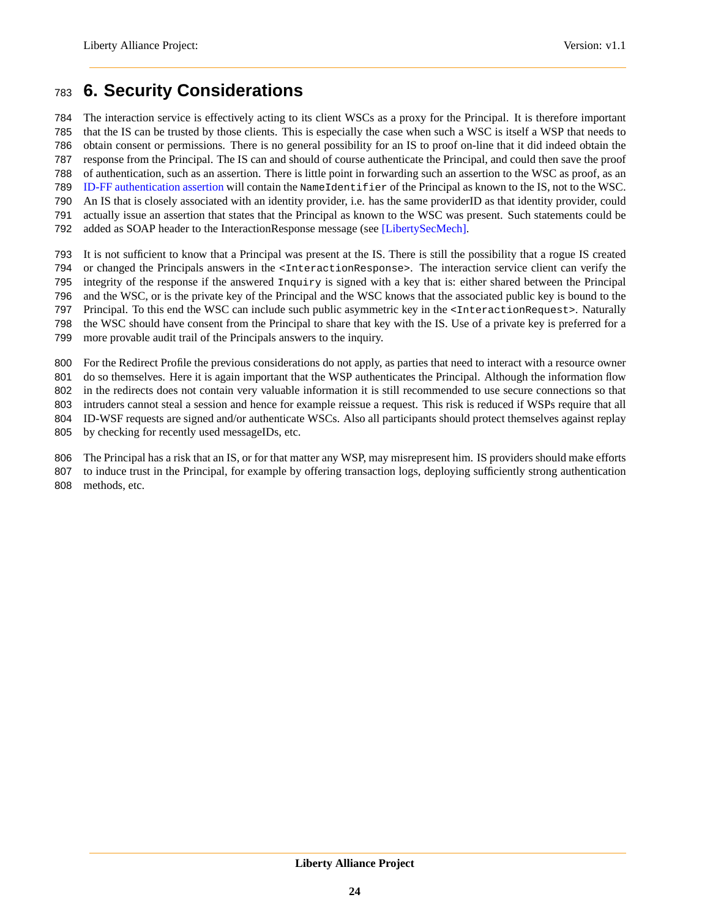# 6. Security Considerations

The interaction service is effectively acting to its client WSCs as a proxy for the Principal. It is therefore important that the IS can be trusted by those clients. This is especially the case when such a WSC is itself a WSP that needs to obtain consent or permissions. There is no general possibility for an IS to proof on-line that it did indeed obtain the response from the Principal. The IS can and should of course authenticate the Principal, and could then save the proof of authentication, such as an assertion. There is little point in forwarding such an assertion to the WSC as proof, as an ID-FF authentication assertion will contain the `NameIdentifier` of the Principal as known to the IS, not to the WSC. An IS that is closely associated with an identity provider, i.e. has the same providerID as that identity provider, could actually issue an assertion that states that the Principal as known to the WSC was present. Such statements could be added as SOAP header to the InteractionResponse message (see [LibertySecMech].

It is not sufficient to know that a Principal was present at the IS. There is still the possibility that a rogue IS created or changed the Principals answers in the `<InteractionResponse>`. The interaction service client can verify the integrity of the response if the answered `Inquiry` is signed with a key that is: either shared between the Principal and the WSC, or is the private key of the Principal and the WSC knows that the associated public key is bound to the Principal. To this end the WSC can include such public asymmetric key in the `<InteractionRequest>`. Naturally the WSC should have consent from the Principal to share that key with the IS. Use of a private key is preferred for a more provable audit trail of the Principals answers to the inquiry.

For the Redirect Profile the previous considerations do not apply, as parties that need to interact with a resource owner do so themselves. Here it is again important that the WSP authenticates the Principal. Although the information flow in the redirects does not contain very valuable information it is still recommended to use secure connections so that intruders cannot steal a session and hence for example reissue a request. This risk is reduced if WSPs require that all ID-WSF requests are signed and/or authenticate WSCs. Also all participants should protect themselves against replay by checking for recently used messageIDs, etc.

The Principal has a risk that an IS, or for that matter any WSP, may misrepresent him. IS providers should make efforts to induce trust in the Principal, for example by offering transaction logs, deploying sufficiently strong authentication methods, etc.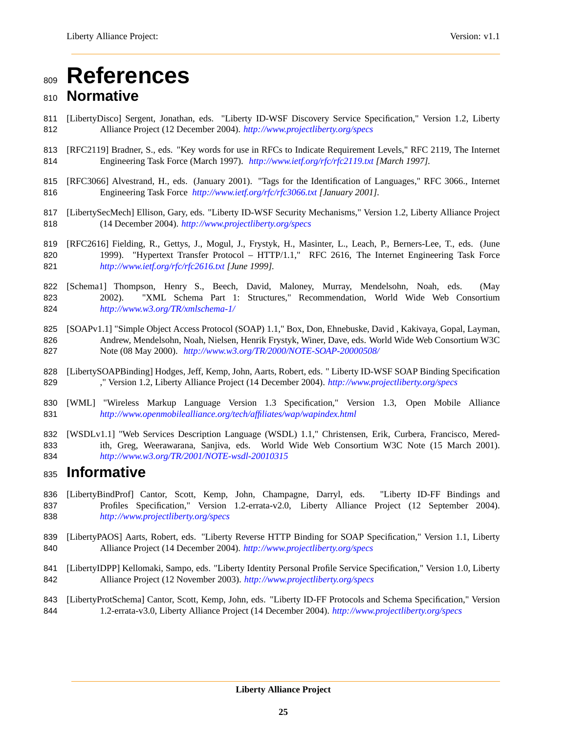# References

## Normative

[LibertyDisco] Sergent, Jonathan, eds. "Liberty ID-WSF Discovery Service Specification," Version 1.2, Liberty Alliance Project (12 December 2004). *http://www.projectliberty.org/specs*

[RFC2119] Bradner, S., eds. "Key words for use in RFCs to Indicate Requirement Levels," RFC 2119, The Internet Engineering Task Force (March 1997). *http://www.ietf.org/rfc/rfc2119.txt [March 1997].*

[RFC3066] Alvestrand, H., eds. (January 2001). "Tags for the Identification of Languages," RFC 3066., Internet Engineering Task Force *http://www.ietf.org/rfc/rfc3066.txt [January 2001].*

[LibertySecMech] Ellison, Gary, eds. "Liberty ID-WSF Security Mechanisms," Version 1.2, Liberty Alliance Project (14 December 2004). *http://www.projectliberty.org/specs*

[RFC2616] Fielding, R., Gettys, J., Mogul, J., Frystyk, H., Masinter, L., Leach, P., Berners-Lee, T., eds. (June 1999). "Hypertext Transfer Protocol – HTTP/1.1," RFC 2616, The Internet Engineering Task Force *http://www.ietf.org/rfc/rfc2616.txt [June 1999].*

[Schema1] Thompson, Henry S., Beech, David, Maloney, Murray, Mendelsohn, Noah, eds. (May 2002). "XML Schema Part 1: Structures," Recommendation, World Wide Web Consortium *http://www.w3.org/TR/xmlschema-1/*

[SOAPv1.1] "Simple Object Access Protocol (SOAP) 1.1," Box, Don, Ehnebuske, David , Kakivaya, Gopal, Layman, Andrew, Mendelsohn, Noah, Nielsen, Henrik Frystyk, Winer, Dave, eds. World Wide Web Consortium W3C Note (08 May 2000). *http://www.w3.org/TR/2000/NOTE-SOAP-20000508/*

[LibertySOAPBinding] Hodges, Jeff, Kemp, John, Aarts, Robert, eds. " Liberty ID-WSF SOAP Binding Specification ," Version 1.2, Liberty Alliance Project (14 December 2004). *http://www.projectliberty.org/specs*

[WML] "Wireless Markup Language Version 1.3 Specification," Version 1.3, Open Mobile Alliance *http://www.openmobilealliance.org/tech/affiliates/wap/wapindex.html*

[WSDLv1.1] "Web Services Description Language (WSDL) 1.1," Christensen, Erik, Curbera, Francisco, Meredith, Greg, Weerawarana, Sanjiva, eds. World Wide Web Consortium W3C Note (15 March 2001). *http://www.w3.org/TR/2001/NOTE-wsdl-20010315*

## Informative

[LibertyBindProf] Cantor, Scott, Kemp, John, Champagne, Darryl, eds. "Liberty ID-FF Bindings and Profiles Specification," Version 1.2-errata-v2.0, Liberty Alliance Project (12 September 2004). *http://www.projectliberty.org/specs*

[LibertyPAOS] Aarts, Robert, eds. "Liberty Reverse HTTP Binding for SOAP Specification," Version 1.1, Liberty Alliance Project (14 December 2004). *http://www.projectliberty.org/specs*

[LibertyIDPP] Kellomaki, Sampo, eds. "Liberty Identity Personal Profile Service Specification," Version 1.0, Liberty Alliance Project (12 November 2003). *http://www.projectliberty.org/specs*

[LibertyProtSchema] Cantor, Scott, Kemp, John, eds. "Liberty ID-FF Protocols and Schema Specification," Version 1.2-errata-v3.0, Liberty Alliance Project (14 December 2004). *http://www.projectliberty.org/specs*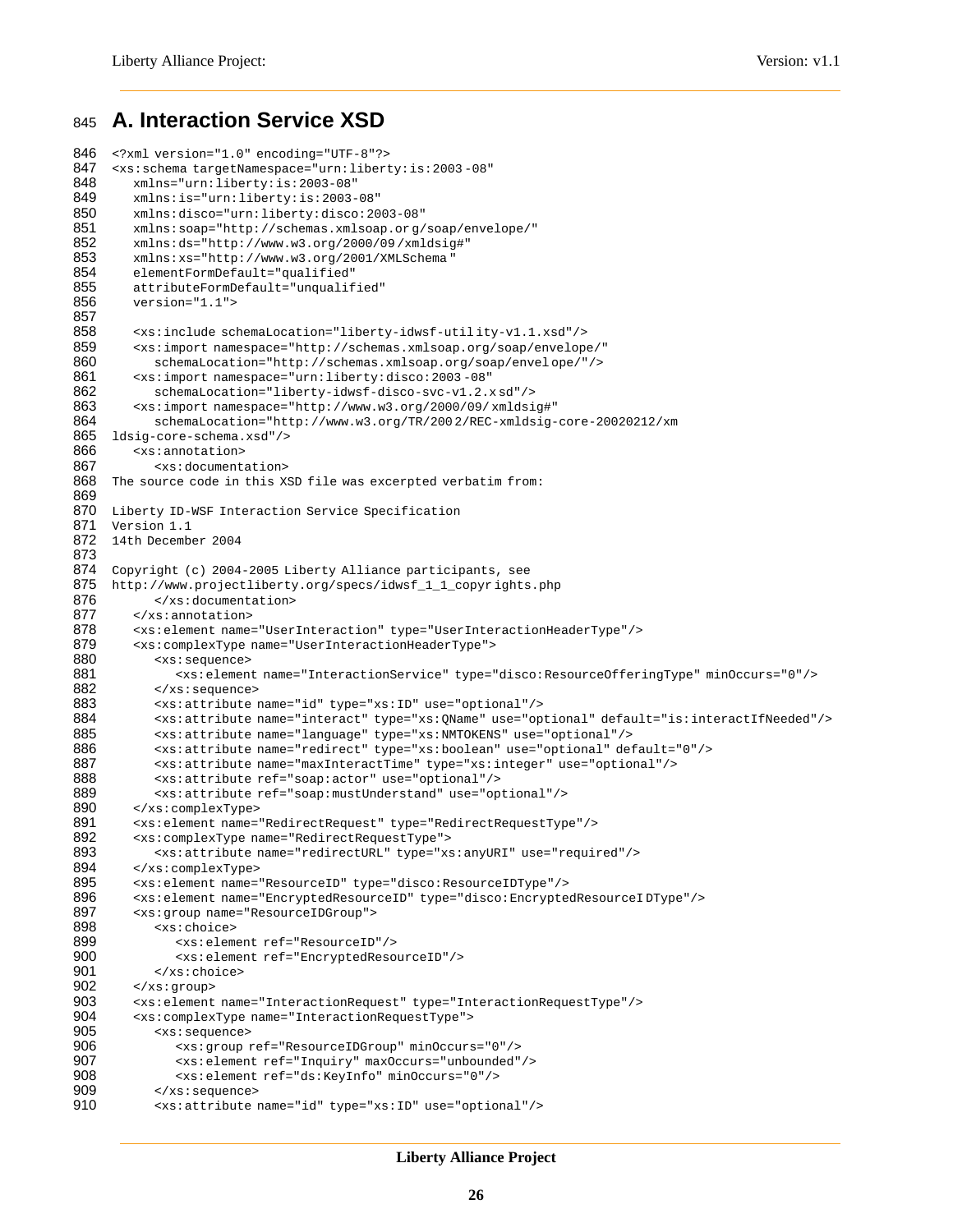# A. Interaction Service XSD

```
<?xml version="1.0" encoding="UTF-8"?>
<xs:schema targetNamespace="urn:liberty:is:2003-08"
   xmlns="urn:liberty:is:2003-08"
   xmlns:is="urn:liberty:is:2003-08"
   xmlns:disco="urn:liberty:disco:2003-08"
   xmlns:soap="http://schemas.xmlsoap.org/soap/envelope/"
   xmlns:ds="http://www.w3.org/2000/09/xmldsig#"
   xmlns:xs="http://www.w3.org/2001/XMLSchema"
   elementFormDefault="qualified"
   attributeFormDefault="unqualified"
   version="1.1">

   <xs:include schemaLocation="liberty-idwsf-utility-v1.1.xsd"/>
   <xs:import namespace="http://schemas.xmlsoap.org/soap/envelope/"
      schemaLocation="http://schemas.xmlsoap.org/soap/envelope/"/>
   <xs:import namespace="urn:liberty:disco:2003-08"
      schemaLocation="liberty-idwsf-disco-svc-v1.2.xsd"/>
   <xs:import namespace="http://www.w3.org/2000/09/xmldsig#"
      schemaLocation="http://www.w3.org/TR/2002/REC-xmldsig-core-20020212/xm
ldsig-core-schema.xsd"/>
   <xs:annotation>
      <xs:documentation>
The source code in this XSD file was excerpted verbatim from:

Liberty ID-WSF Interaction Service Specification
Version 1.1
14th December 2004

Copyright (c) 2004-2005 Liberty Alliance participants, see
http://www.projectliberty.org/specs/idwsf_1_1_copyrights.php
      </xs:documentation>
   </xs:annotation>
   <xs:element name="UserInteraction" type="UserInteractionHeaderType"/>
   <xs:complexType name="UserInteractionHeaderType">
      <xs:sequence>
         <xs:element name="InteractionService" type="disco:ResourceOfferingType" minOccurs="0"/>
      </xs:sequence>
      <xs:attribute name="id" type="xs:ID" use="optional"/>
      <xs:attribute name="interact" type="xs:QName" use="optional" default="is:interactIfNeeded"/>
      <xs:attribute name="language" type="xs:NMTOKENS" use="optional"/>
      <xs:attribute name="redirect" type="xs:boolean" use="optional" default="0"/>
      <xs:attribute name="maxInteractTime" type="xs:integer" use="optional"/>
      <xs:attribute ref="soap:actor" use="optional"/>
      <xs:attribute ref="soap:mustUnderstand" use="optional"/>
   </xs:complexType>
   <xs:element name="RedirectRequest" type="RedirectRequestType"/>
   <xs:complexType name="RedirectRequestType">
      <xs:attribute name="redirectURL" type="xs:anyURI" use="required"/>
   </xs:complexType>
   <xs:element name="ResourceID" type="disco:ResourceIDType"/>
   <xs:element name="EncryptedResourceID" type="disco:EncryptedResourceIDType"/>
   <xs:group name="ResourceIDGroup">
      <xs:choice>
         <xs:element ref="ResourceID"/>
         <xs:element ref="EncryptedResourceID"/>
      </xs:choice>
   </xs:group>
   <xs:element name="InteractionRequest" type="InteractionRequestType"/>
   <xs:complexType name="InteractionRequestType">
      <xs:sequence>
         <xs:group ref="ResourceIDGroup" minOccurs="0"/>
         <xs:element ref="Inquiry" maxOccurs="unbounded"/>
         <xs:element ref="ds:KeyInfo" minOccurs="0"/>
      </xs:sequence>
      <xs:attribute name="id" type="xs:ID" use="optional"/>
```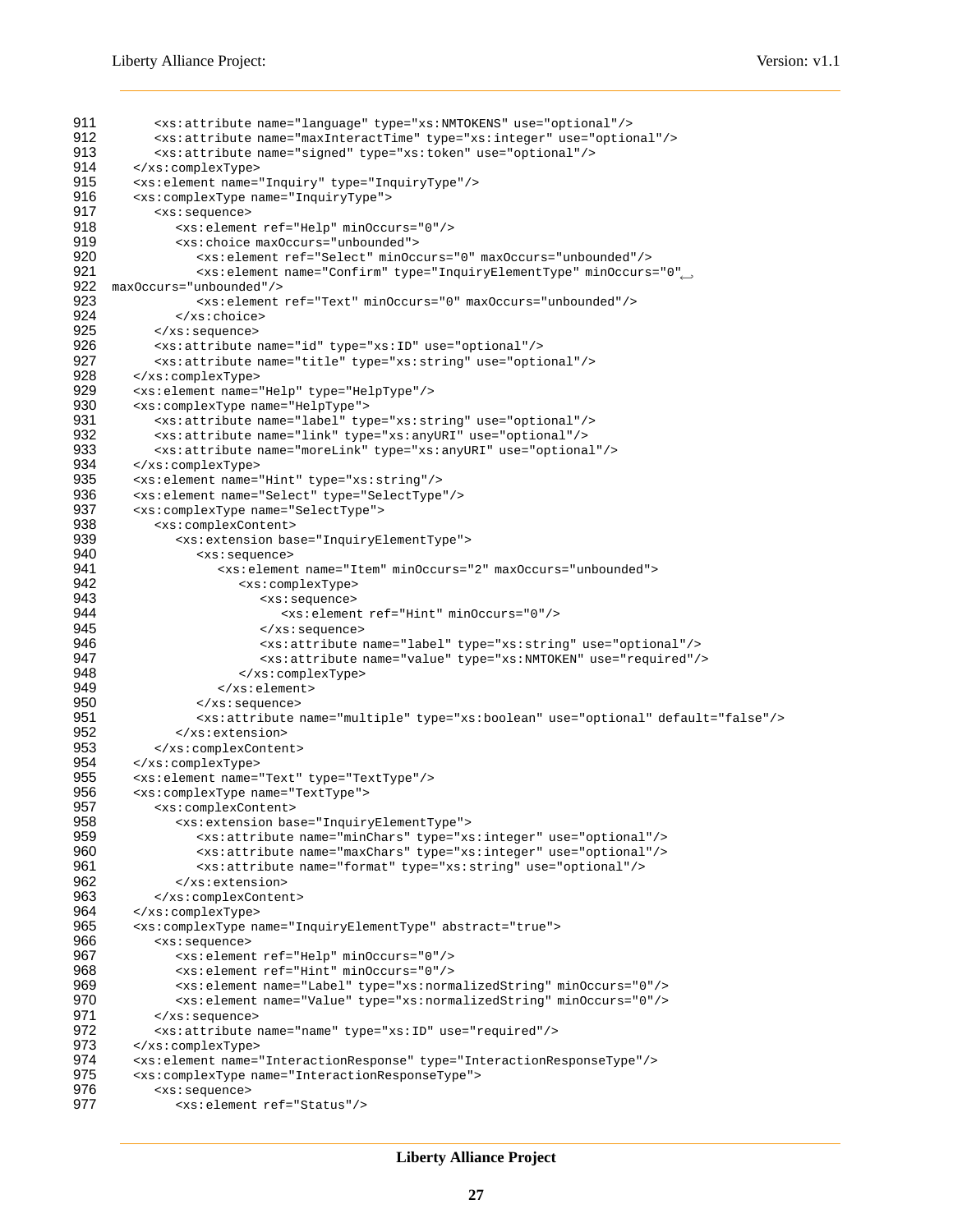```
911         <xs:attribute name="language" type="xs:NMTOKENS" use="optional"/>
912         <xs:attribute name="maxInteractTime" type="xs:integer" use="optional"/>
913         <xs:attribute name="signed" type="xs:token" use="optional"/>
914     </xs:complexType>
915     <xs:element name="Inquiry" type="InquiryType"/>
916     <xs:complexType name="InquiryType">
917         <xs:sequence>
918             <xs:element ref="Help" minOccurs="0"/>
919             <xs:choice maxOccurs="unbounded">
920                 <xs:element ref="Select" minOccurs="0" maxOccurs="unbounded"/>
921                 <xs:element name="Confirm" type="InquiryElementType" minOccurs="0"↵
922 maxOccurs="unbounded"/>
923                 <xs:element ref="Text" minOccurs="0" maxOccurs="unbounded"/>
924             </xs:choice>
925         </xs:sequence>
926         <xs:attribute name="id" type="xs:ID" use="optional"/>
927         <xs:attribute name="title" type="xs:string" use="optional"/>
928     </xs:complexType>
929     <xs:element name="Help" type="HelpType"/>
930     <xs:complexType name="HelpType">
931         <xs:attribute name="label" type="xs:string" use="optional"/>
932         <xs:attribute name="link" type="xs:anyURI" use="optional"/>
933         <xs:attribute name="moreLink" type="xs:anyURI" use="optional"/>
934     </xs:complexType>
935     <xs:element name="Hint" type="xs:string"/>
936     <xs:element name="Select" type="SelectType"/>
937     <xs:complexType name="SelectType">
938         <xs:complexContent>
939             <xs:extension base="InquiryElementType">
940                 <xs:sequence>
941                     <xs:element name="Item" minOccurs="2" maxOccurs="unbounded">
942                         <xs:complexType>
943                             <xs:sequence>
944                                 <xs:element ref="Hint" minOccurs="0"/>
945                             </xs:sequence>
946                             <xs:attribute name="label" type="xs:string" use="optional"/>
947                             <xs:attribute name="value" type="xs:NMTOKEN" use="required"/>
948                         </xs:complexType>
949                     </xs:element>
950                 </xs:sequence>
951                 <xs:attribute name="multiple" type="xs:boolean" use="optional" default="false"/>
952             </xs:extension>
953         </xs:complexContent>
954     </xs:complexType>
955     <xs:element name="Text" type="TextType"/>
956     <xs:complexType name="TextType">
957         <xs:complexContent>
958             <xs:extension base="InquiryElementType">
959                 <xs:attribute name="minChars" type="xs:integer" use="optional"/>
960                 <xs:attribute name="maxChars" type="xs:integer" use="optional"/>
961                 <xs:attribute name="format" type="xs:string" use="optional"/>
962             </xs:extension>
963         </xs:complexContent>
964     </xs:complexType>
965     <xs:complexType name="InquiryElementType" abstract="true">
966         <xs:sequence>
967             <xs:element ref="Help" minOccurs="0"/>
968             <xs:element ref="Hint" minOccurs="0"/>
969             <xs:element name="Label" type="xs:normalizedString" minOccurs="0"/>
970             <xs:element name="Value" type="xs:normalizedString" minOccurs="0"/>
971         </xs:sequence>
972         <xs:attribute name="name" type="xs:ID" use="required"/>
973     </xs:complexType>
974     <xs:element name="InteractionResponse" type="InteractionResponseType"/>
975     <xs:complexType name="InteractionResponseType">
976         <xs:sequence>
977             <xs:element ref="Status"/>
```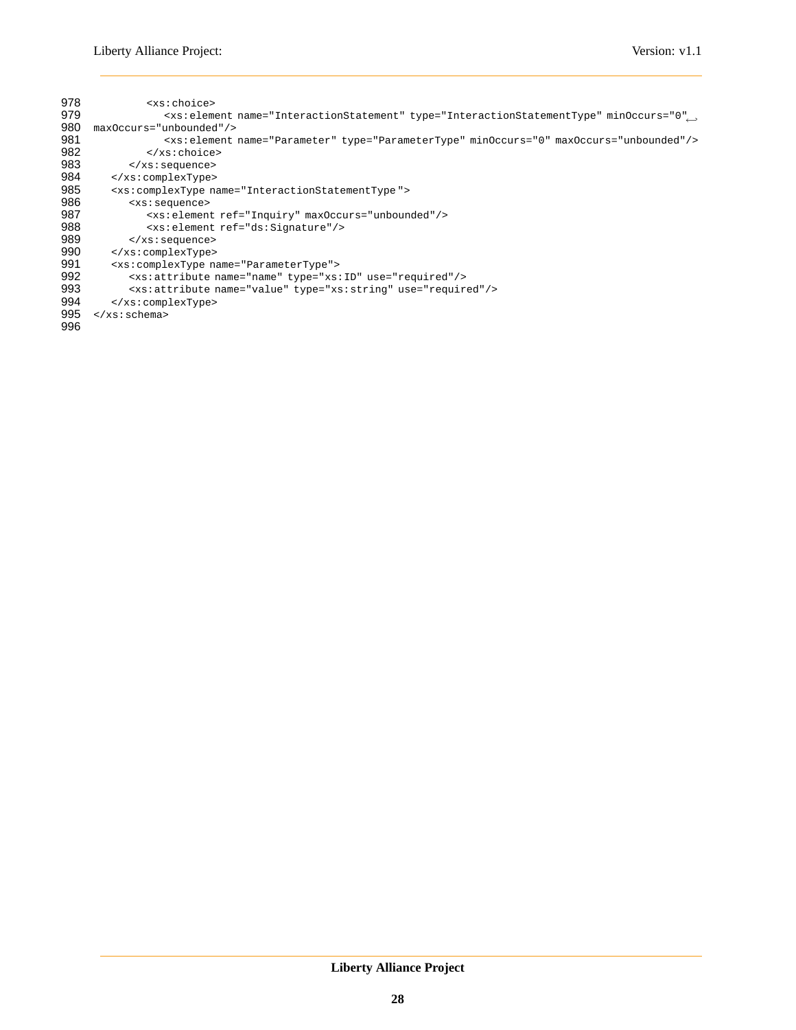```
978         <xs:choice>
979            <xs:element name="InteractionStatement" type="InteractionStatementType" minOccurs="0"
980 maxOccurs="unbounded"/>
981            <xs:element name="Parameter" type="ParameterType" minOccurs="0" maxOccurs="unbounded"/>
982         </xs:choice>
983      </xs:sequence>
984   </xs:complexType>
985   <xs:complexType name="InteractionStatementType">
986      <xs:sequence>
987         <xs:element ref="Inquiry" maxOccurs="unbounded"/>
988         <xs:element ref="ds:Signature"/>
989      </xs:sequence>
990   </xs:complexType>
991   <xs:complexType name="ParameterType">
992      <xs:attribute name="name" type="xs:ID" use="required"/>
993      <xs:attribute name="value" type="xs:string" use="required"/>
994   </xs:complexType>
995 </xs:schema>
996
```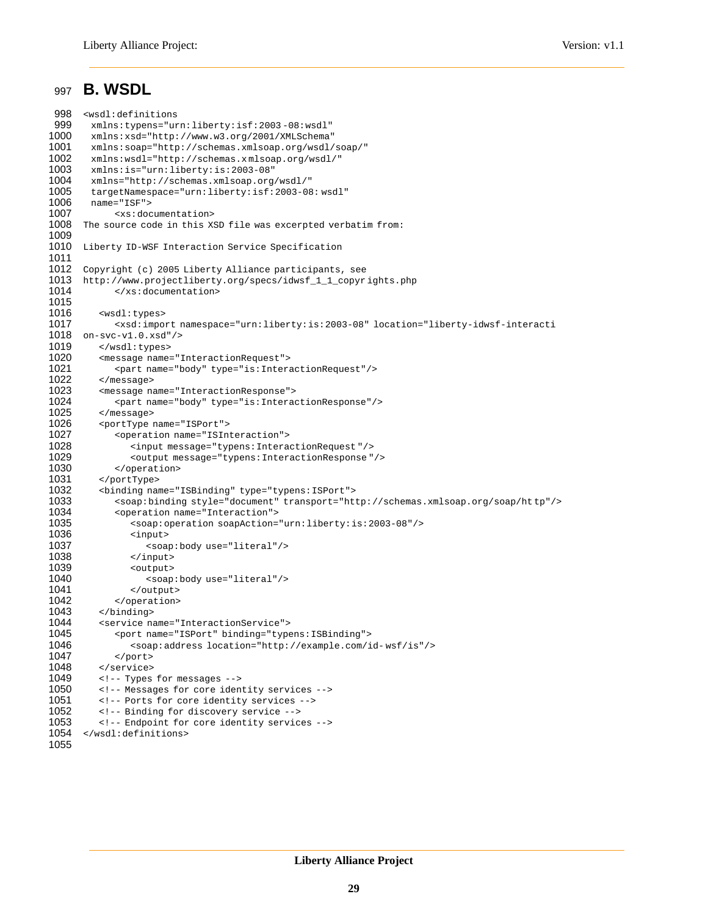## B. WSDL

```
<wsdl:definitions
  xmlns:types="urn:liberty:isf:2003-08:wsdl"
  xmlns:xsd="http://www.w3.org/2001/XMLSchema"
  xmlns:soap="http://schemas.xmlsoap.org/wsdl/soap/"
  xmlns:wsdl="http://schemas.xmlsoap.org/wsdl/"
  xmlns:is="urn:liberty:is:2003-08"
  xmlns="http://schemas.xmlsoap.org/wsdl/"
  targetNamespace="urn:liberty:isf:2003-08:wsdl"
  name="ISF">
      <xs:documentation>
The source code in this XSD file was excerpted verbatim from:

Liberty ID-WSF Interaction Service Specification

Copyright (c) 2005 Liberty Alliance participants, see
http://www.projectliberty.org/specs/idwsf_1_1_copyrights.php
      </xs:documentation>

   <wsdl:types>
      <xsd:import namespace="urn:liberty:is:2003-08" location="liberty-idwsf-interacti
on-svc-v1.0.xsd"/>
   </wsdl:types>
   <message name="InteractionRequest">
      <part name="body" type="is:InteractionRequest"/>
   </message>
   <message name="InteractionResponse">
      <part name="body" type="is:InteractionResponse"/>
   </message>
   <portType name="ISPort">
      <operation name="ISInteraction">
         <input message="types:InteractionRequest"/>
         <output message="types:InteractionResponse"/>
      </operation>
   </portType>
   <binding name="ISBinding" type="types:ISPort">
      <soap:binding style="document" transport="http://schemas.xmlsoap.org/soap/http"/>
      <operation name="Interaction">
         <soap:operation soapAction="urn:liberty:is:2003-08"/>
         <input>
            <soap:body use="literal"/>
         </input>
         <output>
            <soap:body use="literal"/>
         </output>
      </operation>
   </binding>
   <service name="InteractionService">
      <port name="ISPort" binding="types:ISBinding">
         <soap:address location="http://example.com/id-wsf/is"/>
      </port>
   </service>
   <!-- Types for messages -->
   <!-- Messages for core identity services -->
   <!-- Ports for core identity services -->
   <!-- Binding for discovery service -->
   <!-- Endpoint for core identity services -->
</wsdl:definitions>
```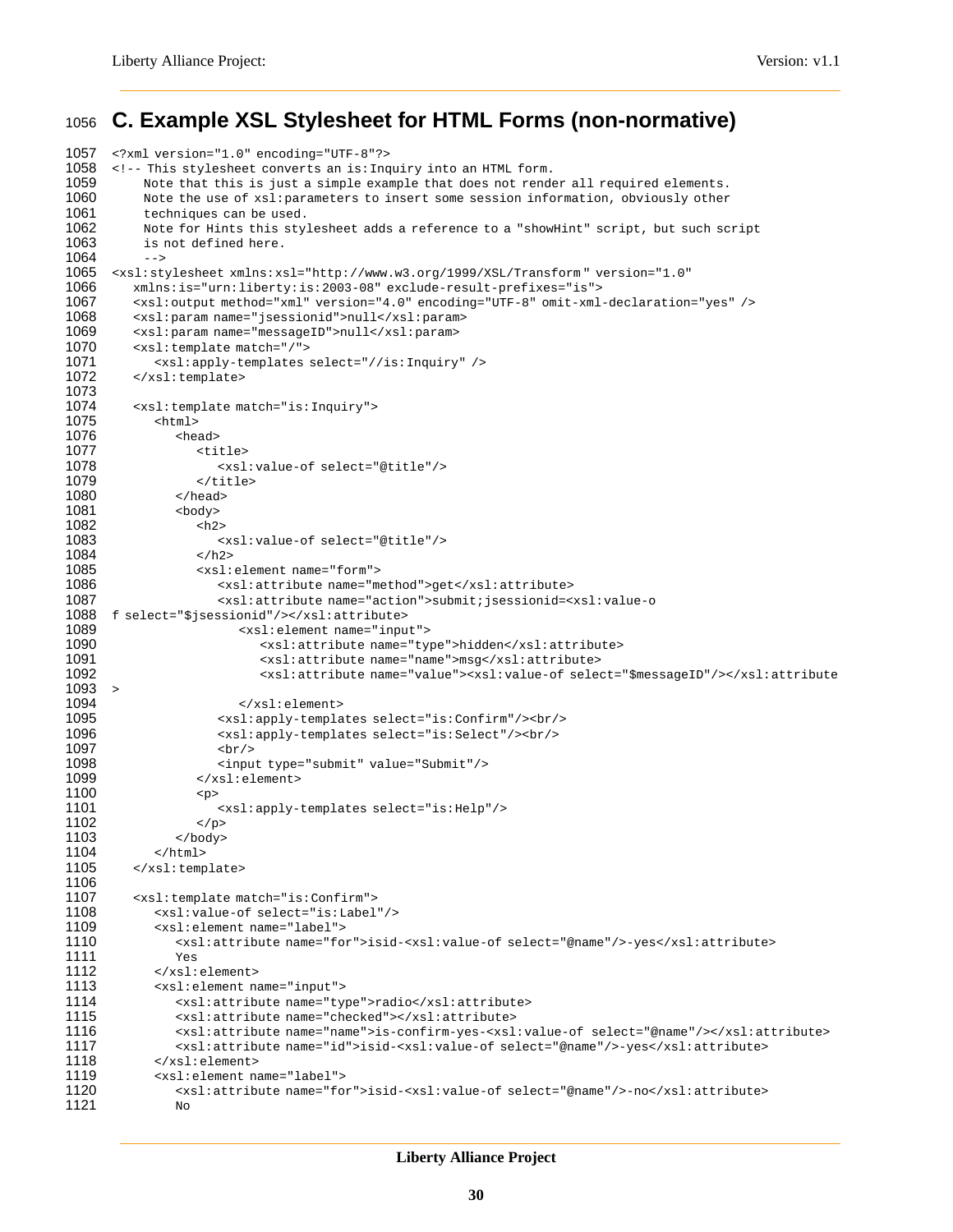# C. Example XSL Stylesheet for HTML Forms (non-normative)

```
<?xml version="1.0" encoding="UTF-8"?>
<!-- This stylesheet converts an is:Inquiry into an HTML form.
     Note that this is just a simple example that does not render all required elements.
     Note the use of xsl:parameters to insert some session information, obviously other
     techniques can be used.
     Note for Hints this stylesheet adds a reference to a "showHint" script, but such script
     is not defined here.
     -->
<xsl:stylesheet xmlns:xsl="http://www.w3.org/1999/XSL/Transform" version="1.0"
   xmlns:is="urn:liberty:is:2003-08" exclude-result-prefixes="is">
   <xsl:output method="xml" version="4.0" encoding="UTF-8" omit-xml-declaration="yes" />
   <xsl:param name="jsessionid">null</xsl:param>
   <xsl:param name="messageID">null</xsl:param>
   <xsl:template match="/">
      <xsl:apply-templates select="//is:Inquiry" />
   </xsl:template>

   <xsl:template match="is:Inquiry">
      <html>
         <head>
            <title>
               <xsl:value-of select="@title"/>
            </title>
         </head>
         <body>
            <h2>
               <xsl:value-of select="@title"/>
            </h2>
            <xsl:element name="form">
               <xsl:attribute name="method">get</xsl:attribute>
               <xsl:attribute name="action">submit;jsessionid=<xsl:value-o
f select="$jsessionid"/></xsl:attribute>
                  <xsl:element name="input">
                     <xsl:attribute name="type">hidden</xsl:attribute>
                     <xsl:attribute name="name">msg</xsl:attribute>
                     <xsl:attribute name="value"><xsl:value-of select="$messageID"/></xsl:attribute
>
                  </xsl:element>
               <xsl:apply-templates select="is:Confirm"/><br/>
               <xsl:apply-templates select="is:Select"/><br/>
               <br/>
               <input type="submit" value="Submit"/>
            </xsl:element>
            <p>
               <xsl:apply-templates select="is:Help"/>
            </p>
         </body>
      </html>
   </xsl:template>

   <xsl:template match="is:Confirm">
      <xsl:value-of select="is:Label"/>
      <xsl:element name="label">
         <xsl:attribute name="for">isid-<xsl:value-of select="@name"/>-yes</xsl:attribute>
         Yes
      </xsl:element>
      <xsl:element name="input">
         <xsl:attribute name="type">radio</xsl:attribute>
         <xsl:attribute name="checked"></xsl:attribute>
         <xsl:attribute name="name">is-confirm-yes-<xsl:value-of select="@name"/></xsl:attribute>
         <xsl:attribute name="id">isid-<xsl:value-of select="@name"/>-yes</xsl:attribute>
      </xsl:element>
      <xsl:element name="label">
         <xsl:attribute name="for">isid-<xsl:value-of select="@name"/>-no</xsl:attribute>
         No
```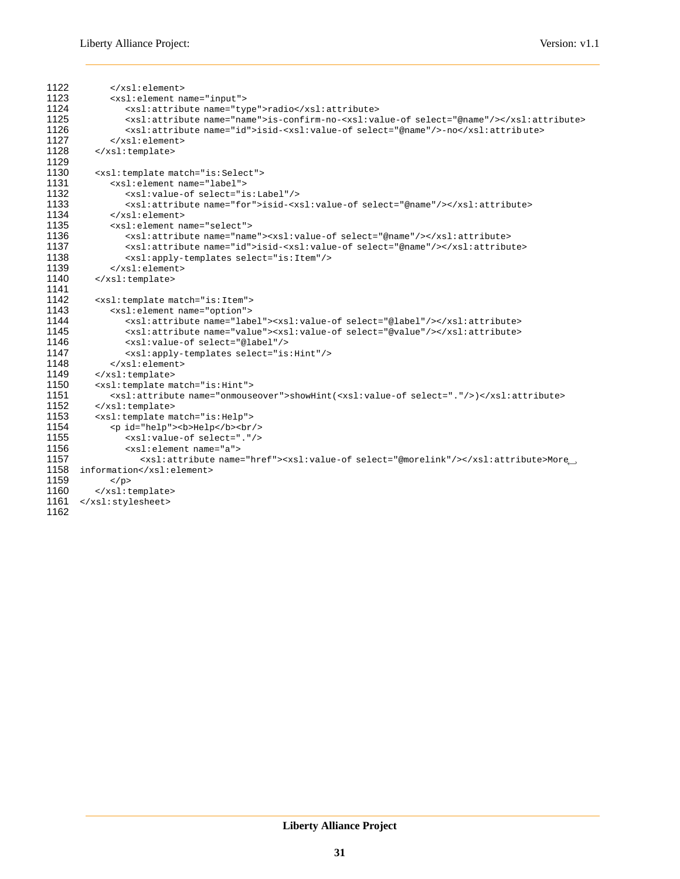```
1122        </xsl:element>
1123        <xsl:element name="input">
1124           <xsl:attribute name="type">radio</xsl:attribute>
1125           <xsl:attribute name="name">is-confirm-no-<xsl:value-of select="@name"/></xsl:attribute>
1126           <xsl:attribute name="id">isid-<xsl:value-of select="@name"/>-no</xsl:attribute>
1127        </xsl:element>
1128     </xsl:template>
1129
1130     <xsl:template match="is:Select">
1131        <xsl:element name="label">
1132           <xsl:value-of select="is:Label"/>
1133           <xsl:attribute name="for">isid-<xsl:value-of select="@name"/></xsl:attribute>
1134        </xsl:element>
1135        <xsl:element name="select">
1136           <xsl:attribute name="name"><xsl:value-of select="@name"/></xsl:attribute>
1137           <xsl:attribute name="id">isid-<xsl:value-of select="@name"/></xsl:attribute>
1138           <xsl:apply-templates select="is:Item"/>
1139        </xsl:element>
1140     </xsl:template>
1141
1142     <xsl:template match="is:Item">
1143        <xsl:element name="option">
1144           <xsl:attribute name="label"><xsl:value-of select="@label"/></xsl:attribute>
1145           <xsl:attribute name="value"><xsl:value-of select="@value"/></xsl:attribute>
1146           <xsl:value-of select="@label"/>
1147           <xsl:apply-templates select="is:Hint"/>
1148        </xsl:element>
1149     </xsl:template>
1150     <xsl:template match="is:Hint">
1151        <xsl:attribute name="onmouseover">showHint(<xsl:value-of select="."/>)</xsl:attribute>
1152     </xsl:template>
1153     <xsl:template match="is:Help">
1154        <p id="help"><b>Help</b><br/>
1155           <xsl:value-of select="."/>
1156           <xsl:element name="a">
1157              <xsl:attribute name="href"><xsl:value-of select="@morelink"/></xsl:attribute>More
1158  information</xsl:element>
1159        </p>
1160     </xsl:template>
1161  </xsl:stylesheet>
1162
```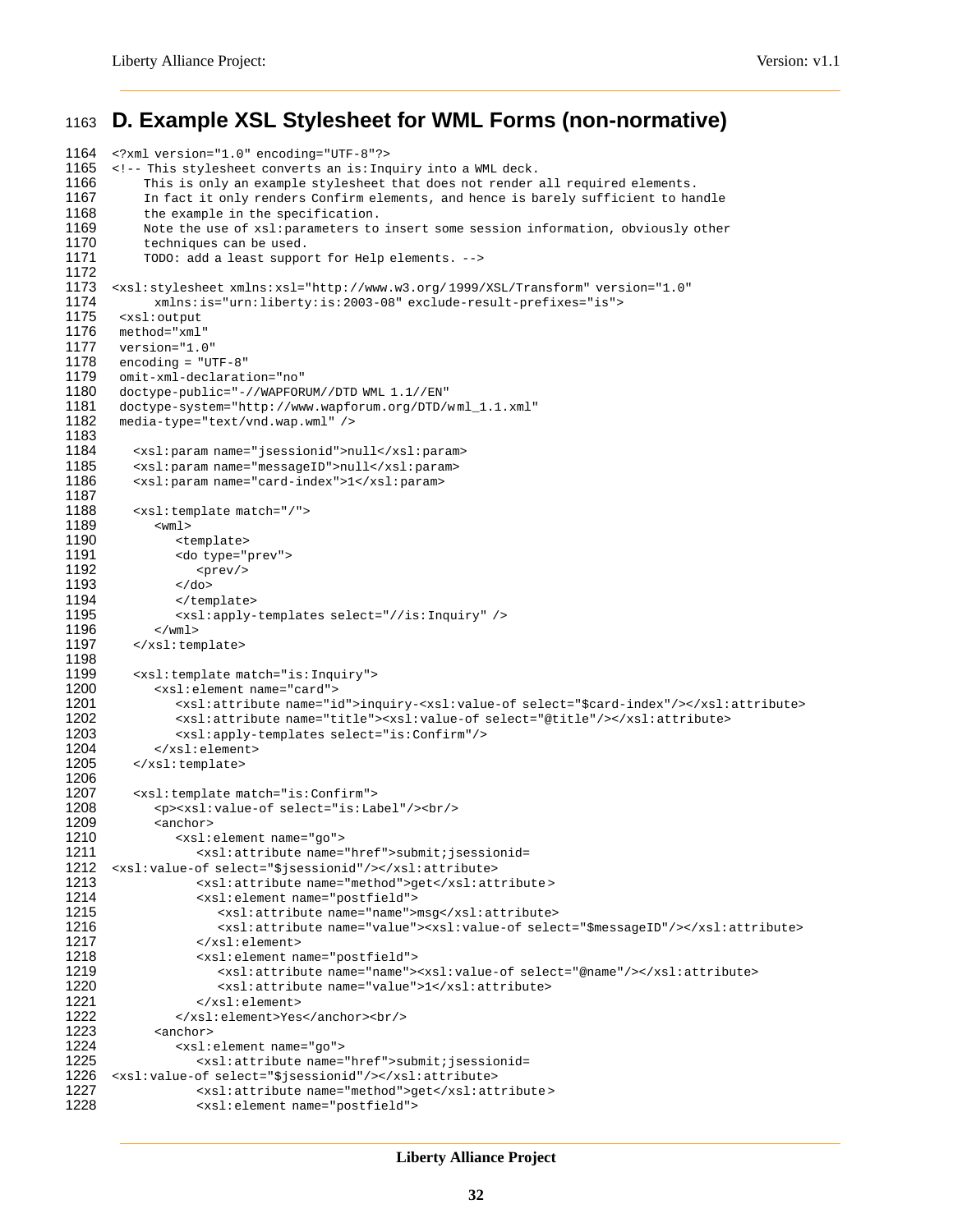# D. Example XSL Stylesheet for WML Forms (non-normative)

```
<?xml version="1.0" encoding="UTF-8"?>
<!-- This stylesheet converts an is:Inquiry into a WML deck.
     This is only an example stylesheet that does not render all required elements.
     In fact it only renders Confirm elements, and hence is barely sufficient to handle
     the example in the specification.
     Note the use of xsl:parameters to insert some session information, obviously other
     techniques can be used.
     TODO: add a least support for Help elements. -->

<xsl:stylesheet xmlns:xsl="http://www.w3.org/1999/XSL/Transform" version="1.0"
      xmlns:is="urn:liberty:is:2003-08" exclude-result-prefixes="is">
 <xsl:output
 method="xml"
 version="1.0"
 encoding = "UTF-8"
 omit-xml-declaration="no"
 doctype-public="-//WAPFORUM//DTD WML 1.1//EN"
 doctype-system="http://www.wapforum.org/DTD/wml_1.1.xml"
 media-type="text/vnd.wap.wml" />

   <xsl:param name="jsessionid">null</xsl:param>
   <xsl:param name="messageID">null</xsl:param>
   <xsl:param name="card-index">1</xsl:param>

   <xsl:template match="/">
      <wml>
         <template>
         <do type="prev">
            <prev/>
         </do>
         </template>
         <xsl:apply-templates select="//is:Inquiry" />
      </wml>
   </xsl:template>

   <xsl:template match="is:Inquiry">
      <xsl:element name="card">
         <xsl:attribute name="id">inquiry-<xsl:value-of select="$card-index"/></xsl:attribute>
         <xsl:attribute name="title"><xsl:value-of select="@title"/></xsl:attribute>
         <xsl:apply-templates select="is:Confirm"/>
      </xsl:element>
   </xsl:template>

   <xsl:template match="is:Confirm">
      <p><xsl:value-of select="is:Label"/><br/>
      <anchor>
         <xsl:element name="go">
            <xsl:attribute name="href">submit;jsessionid=
<xsl:value-of select="$jsessionid"/></xsl:attribute>
            <xsl:attribute name="method">get</xsl:attribute>
            <xsl:element name="postfield">
               <xsl:attribute name="name">msg</xsl:attribute>
               <xsl:attribute name="value"><xsl:value-of select="$messageID"/></xsl:attribute>
            </xsl:element>
            <xsl:element name="postfield">
               <xsl:attribute name="name"><xsl:value-of select="@name"/></xsl:attribute>
               <xsl:attribute name="value">1</xsl:attribute>
            </xsl:element>
         </xsl:element>Yes</anchor><br/>
      <anchor>
         <xsl:element name="go">
            <xsl:attribute name="href">submit;jsessionid=
<xsl:value-of select="$jsessionid"/></xsl:attribute>
            <xsl:attribute name="method">get</xsl:attribute>
            <xsl:element name="postfield">
```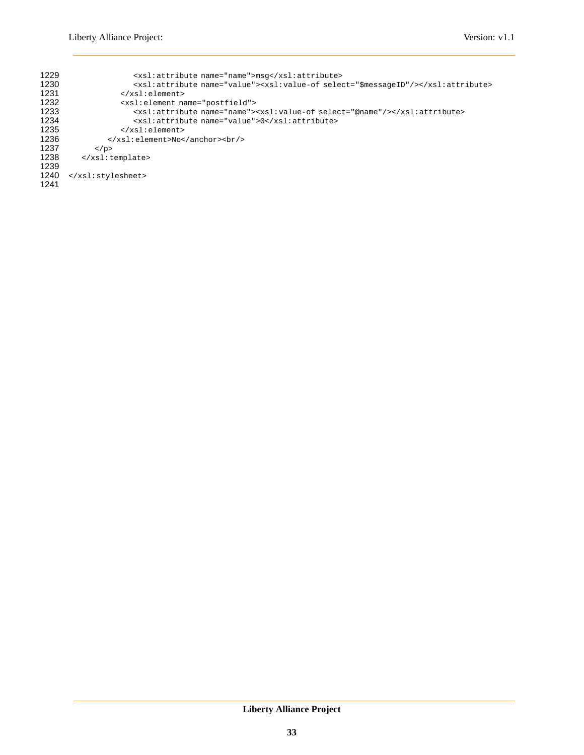```
1229                <xsl:attribute name="name">msg</xsl:attribute>
1230                <xsl:attribute name="value"><xsl:value-of select="$messageID"/></xsl:attribute>
1231             </xsl:element>
1232             <xsl:element name="postfield">
1233                <xsl:attribute name="name"><xsl:value-of select="@name"/></xsl:attribute>
1234                <xsl:attribute name="value">0</xsl:attribute>
1235             </xsl:element>
1236          </xsl:element>No</anchor><br/>
1237       </p>
1238    </xsl:template>
1239
1240 </xsl:stylesheet>
1241
```